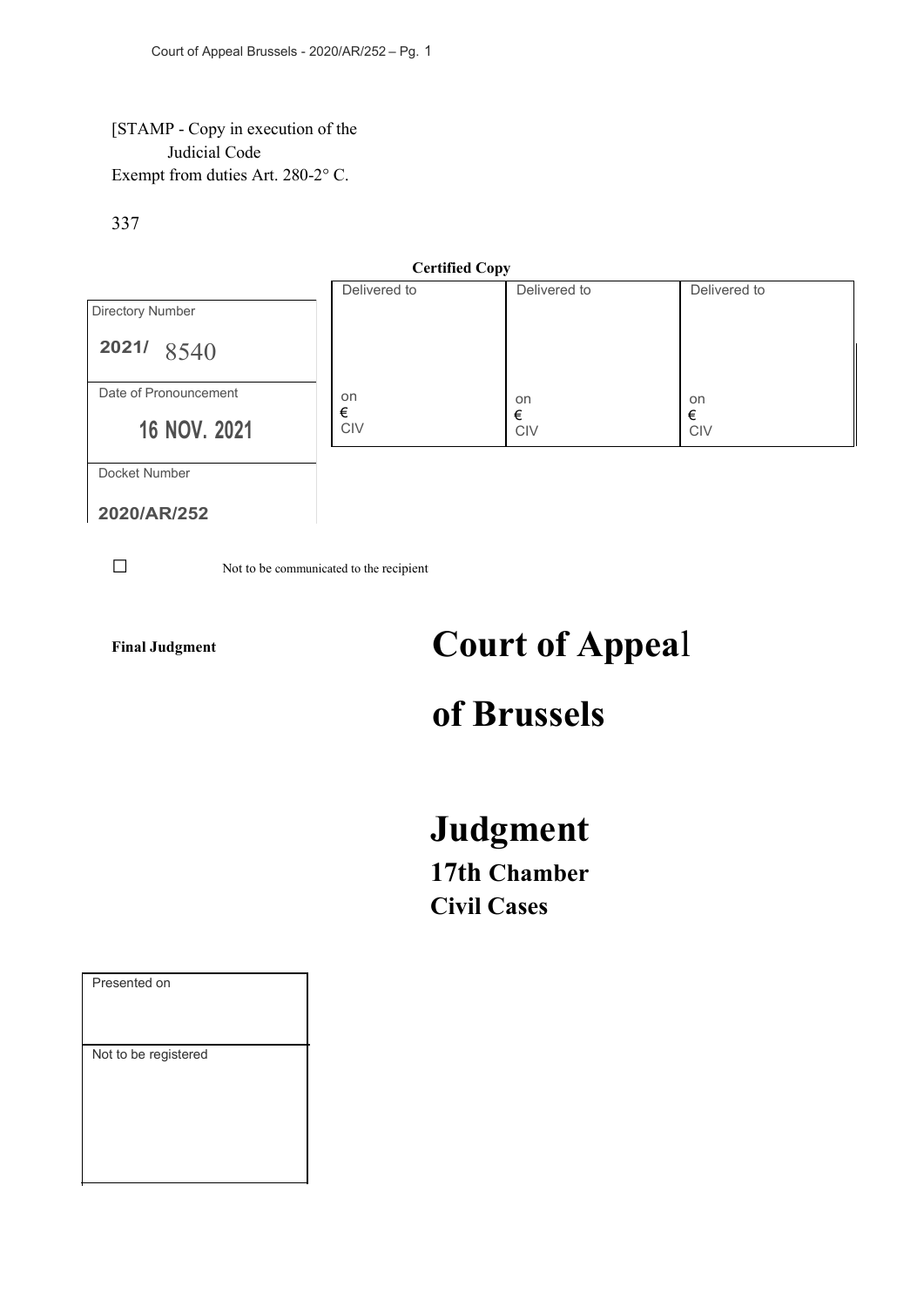[STAMP - Copy in execution of the
Judicial Code
Exempt from duties Art. 280-2° C.

337

**Certified Copy**

| Directory Number | Delivered to | Delivered to | Delivered to |
|---|---|---|---|
| **2021/** 8540 | | | |
| Date of Pronouncement | on € CIV | on € CIV | on € CIV |
| **16 NOV. 2021** | | | |
| Docket Number | | | |
| **2020/AR/252** | | | |

☐ Not to be communicated to the recipient

**Final Judgment**

# Court of Appeal

# of Brussels

# Judgment

## 17th Chamber

## Civil Cases

| Presented on |
|---|
| |
| Not to be registered |
| |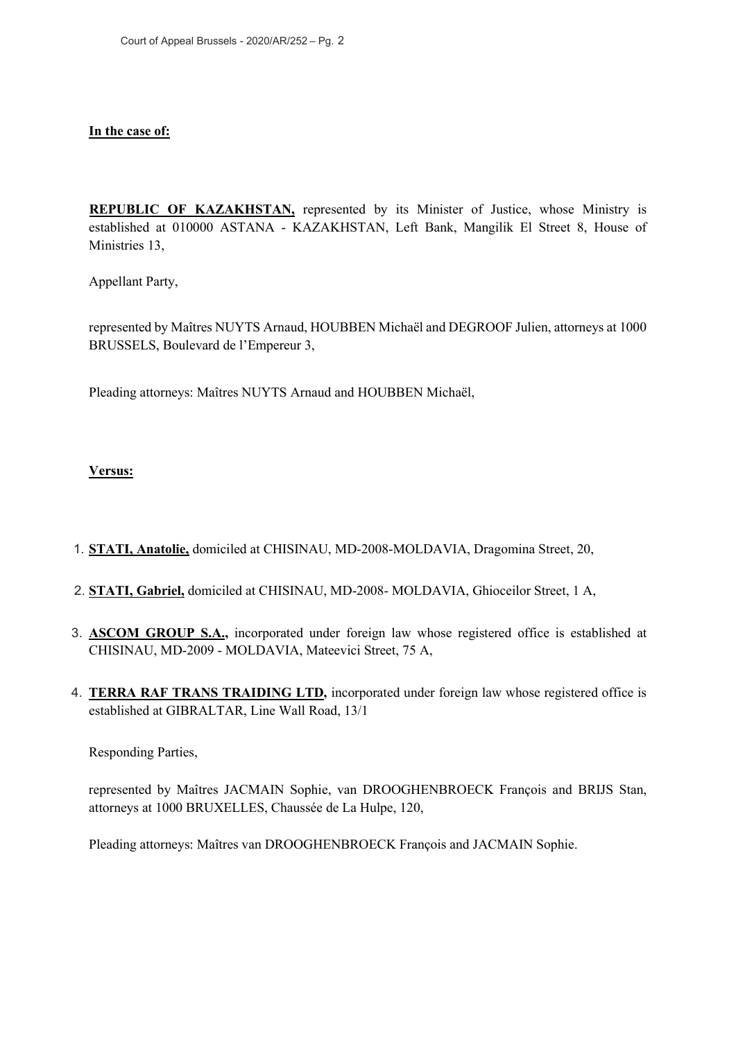**In the case of:**

**REPUBLIC OF KAZAKHSTAN,** represented by its Minister of Justice, whose Ministry is established at 010000 ASTANA - KAZAKHSTAN, Left Bank, Mangilik El Street 8, House of Ministries 13,

Appellant Party,

represented by Maîtres NUYTS Arnaud, HOUBBEN Michaël and DEGROOF Julien, attorneys at 1000 BRUSSELS, Boulevard de l'Empereur 3,

Pleading attorneys: Maîtres NUYTS Arnaud and HOUBBEN Michaël,

**Versus:**

1. **STATI, Anatolie,** domiciled at CHISINAU, MD-2008-MOLDAVIA, Dragomina Street, 20,
2. **STATI, Gabriel,** domiciled at CHISINAU, MD-2008- MOLDAVIA, Ghioceilor Street, 1 A,
3. **ASCOM GROUP S.A.,** incorporated under foreign law whose registered office is established at CHISINAU, MD-2009 - MOLDAVIA, Mateevici Street, 75 A,
4. **TERRA RAF TRANS TRAIDING LTD,** incorporated under foreign law whose registered office is established at GIBRALTAR, Line Wall Road, 13/1

Responding Parties,

represented by Maîtres JACMAIN Sophie, van DROOGHENBROECK François and BRIJS Stan, attorneys at 1000 BRUXELLES, Chaussée de La Hulpe, 120,

Pleading attorneys: Maîtres van DROOGHENBROECK François and JACMAIN Sophie.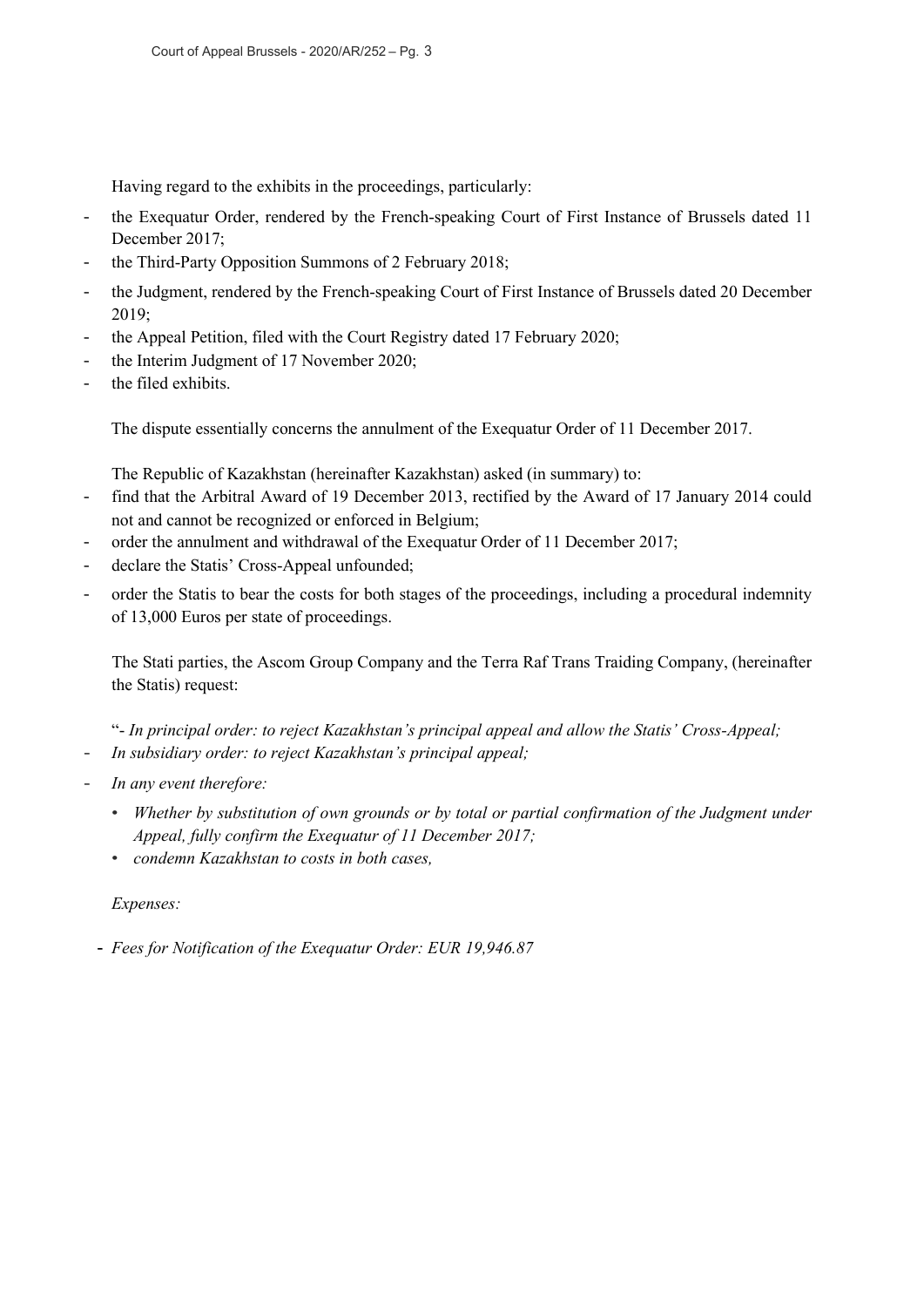Having regard to the exhibits in the proceedings, particularly:

- the Exequatur Order, rendered by the French-speaking Court of First Instance of Brussels dated 11 December 2017;
- the Third-Party Opposition Summons of 2 February 2018;
- the Judgment, rendered by the French-speaking Court of First Instance of Brussels dated 20 December 2019;
- the Appeal Petition, filed with the Court Registry dated 17 February 2020;
- the Interim Judgment of 17 November 2020;
- the filed exhibits.

The dispute essentially concerns the annulment of the Exequatur Order of 11 December 2017.

The Republic of Kazakhstan (hereinafter Kazakhstan) asked (in summary) to:

- find that the Arbitral Award of 19 December 2013, rectified by the Award of 17 January 2014 could not and cannot be recognized or enforced in Belgium;
- order the annulment and withdrawal of the Exequatur Order of 11 December 2017;
- declare the Statis' Cross-Appeal unfounded;
- order the Statis to bear the costs for both stages of the proceedings, including a procedural indemnity of 13,000 Euros per state of proceedings.

The Stati parties, the Ascom Group Company and the Terra Raf Trans Traiding Company, (hereinafter the Statis) request:

"- *In principal order: to reject Kazakhstan's principal appeal and allow the Statis' Cross-Appeal;*

- *In subsidiary order: to reject Kazakhstan's principal appeal;*
- *In any event therefore:*
  - *Whether by substitution of own grounds or by total or partial confirmation of the Judgment under Appeal, fully confirm the Exequatur of 11 December 2017;*
  - *condemn Kazakhstan to costs in both cases,*

*Expenses:*

- *Fees for Notification of the Exequatur Order: EUR 19,946.87*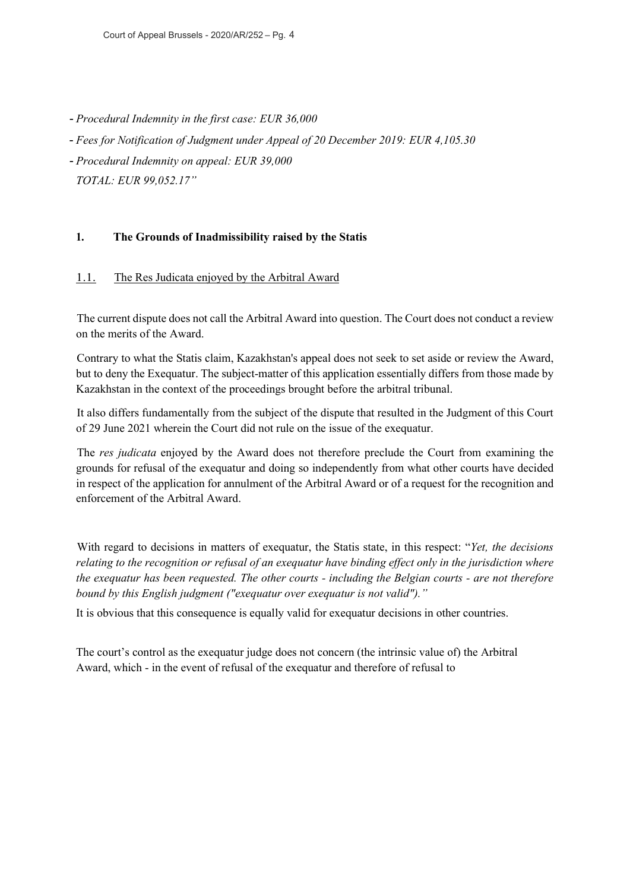- *Procedural Indemnity in the first case: EUR 36,000*
- *Fees for Notification of Judgment under Appeal of 20 December 2019: EUR 4,105.30*
- *Procedural Indemnity on appeal: EUR 39,000*

*TOTAL: EUR 99,052.17"*

## 1. The Grounds of Inadmissibility raised by the Statis

### 1.1. The Res Judicata enjoyed by the Arbitral Award

The current dispute does not call the Arbitral Award into question. The Court does not conduct a review on the merits of the Award.

Contrary to what the Statis claim, Kazakhstan's appeal does not seek to set aside or review the Award, but to deny the Exequatur. The subject-matter of this application essentially differs from those made by Kazakhstan in the context of the proceedings brought before the arbitral tribunal.

It also differs fundamentally from the subject of the dispute that resulted in the Judgment of this Court of 29 June 2021 wherein the Court did not rule on the issue of the exequatur.

The *res judicata* enjoyed by the Award does not therefore preclude the Court from examining the grounds for refusal of the exequatur and doing so independently from what other courts have decided in respect of the application for annulment of the Arbitral Award or of a request for the recognition and enforcement of the Arbitral Award.

With regard to decisions in matters of exequatur, the Statis state, in this respect: "*Yet, the decisions relating to the recognition or refusal of an exequatur have binding effect only in the jurisdiction where the exequatur has been requested. The other courts - including the Belgian courts - are not therefore bound by this English judgment ("exequatur over exequatur is not valid").*"

It is obvious that this consequence is equally valid for exequatur decisions in other countries.

The court's control as the exequatur judge does not concern (the intrinsic value of) the Arbitral Award, which - in the event of refusal of the exequatur and therefore of refusal to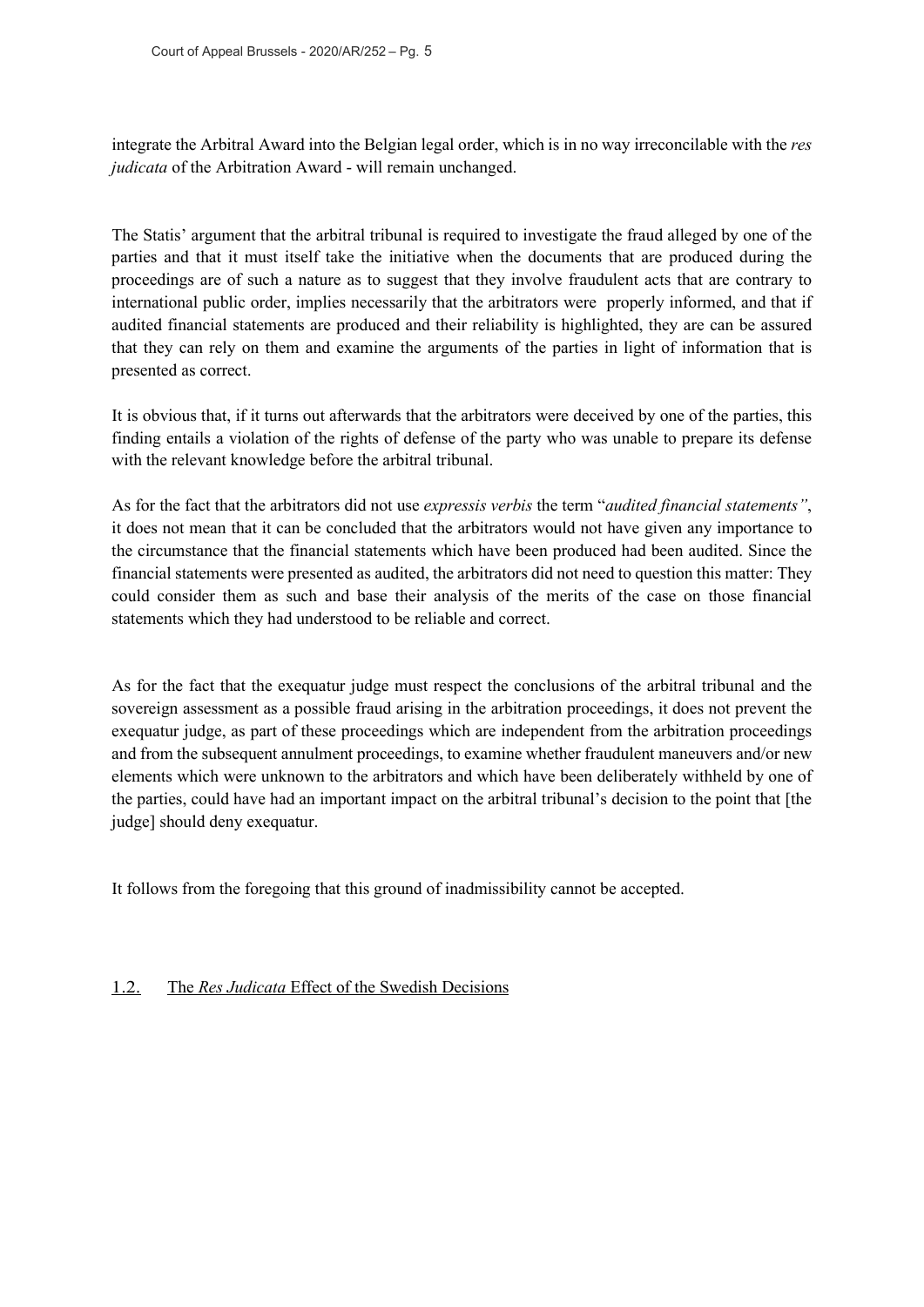integrate the Arbitral Award into the Belgian legal order, which is in no way irreconcilable with the *res judicata* of the Arbitration Award - will remain unchanged.

The Statis' argument that the arbitral tribunal is required to investigate the fraud alleged by one of the parties and that it must itself take the initiative when the documents that are produced during the proceedings are of such a nature as to suggest that they involve fraudulent acts that are contrary to international public order, implies necessarily that the arbitrators were properly informed, and that if audited financial statements are produced and their reliability is highlighted, they are can be assured that they can rely on them and examine the arguments of the parties in light of information that is presented as correct.

It is obvious that, if it turns out afterwards that the arbitrators were deceived by one of the parties, this finding entails a violation of the rights of defense of the party who was unable to prepare its defense with the relevant knowledge before the arbitral tribunal.

As for the fact that the arbitrators did not use *expressis verbis* the term "*audited financial statements"*, it does not mean that it can be concluded that the arbitrators would not have given any importance to the circumstance that the financial statements which have been produced had been audited. Since the financial statements were presented as audited, the arbitrators did not need to question this matter: They could consider them as such and base their analysis of the merits of the case on those financial statements which they had understood to be reliable and correct.

As for the fact that the exequatur judge must respect the conclusions of the arbitral tribunal and the sovereign assessment as a possible fraud arising in the arbitration proceedings, it does not prevent the exequatur judge, as part of these proceedings which are independent from the arbitration proceedings and from the subsequent annulment proceedings, to examine whether fraudulent maneuvers and/or new elements which were unknown to the arbitrators and which have been deliberately withheld by one of the parties, could have had an important impact on the arbitral tribunal's decision to the point that [the judge] should deny exequatur.

It follows from the foregoing that this ground of inadmissibility cannot be accepted.

## 1.2. The *Res Judicata* Effect of the Swedish Decisions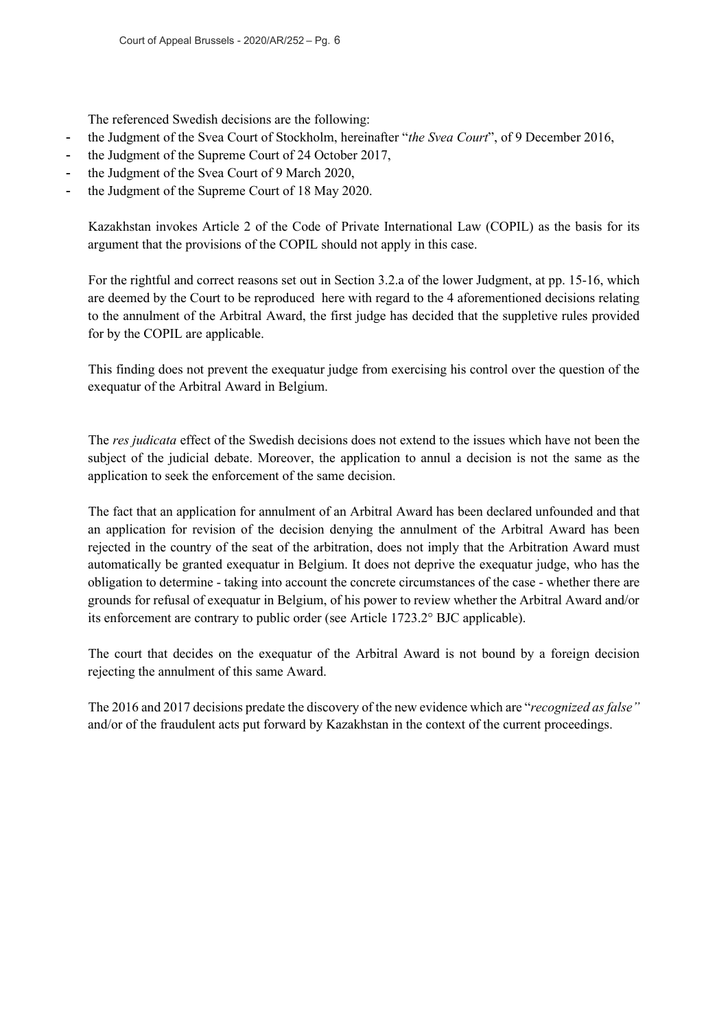The referenced Swedish decisions are the following:

- the Judgment of the Svea Court of Stockholm, hereinafter "*the Svea Court*", of 9 December 2016,
- the Judgment of the Supreme Court of 24 October 2017,
- the Judgment of the Svea Court of 9 March 2020,
- the Judgment of the Supreme Court of 18 May 2020.

Kazakhstan invokes Article 2 of the Code of Private International Law (COPIL) as the basis for its argument that the provisions of the COPIL should not apply in this case.

For the rightful and correct reasons set out in Section 3.2.a of the lower Judgment, at pp. 15-16, which are deemed by the Court to be reproduced here with regard to the 4 aforementioned decisions relating to the annulment of the Arbitral Award, the first judge has decided that the suppletive rules provided for by the COPIL are applicable.

This finding does not prevent the exequatur judge from exercising his control over the question of the exequatur of the Arbitral Award in Belgium.

The *res judicata* effect of the Swedish decisions does not extend to the issues which have not been the subject of the judicial debate. Moreover, the application to annul a decision is not the same as the application to seek the enforcement of the same decision.

The fact that an application for annulment of an Arbitral Award has been declared unfounded and that an application for revision of the decision denying the annulment of the Arbitral Award has been rejected in the country of the seat of the arbitration, does not imply that the Arbitration Award must automatically be granted exequatur in Belgium. It does not deprive the exequatur judge, who has the obligation to determine - taking into account the concrete circumstances of the case - whether there are grounds for refusal of exequatur in Belgium, of his power to review whether the Arbitral Award and/or its enforcement are contrary to public order (see Article 1723.2° BJC applicable).

The court that decides on the exequatur of the Arbitral Award is not bound by a foreign decision rejecting the annulment of this same Award.

The 2016 and 2017 decisions predate the discovery of the new evidence which are "*recognized as false"* and/or of the fraudulent acts put forward by Kazakhstan in the context of the current proceedings.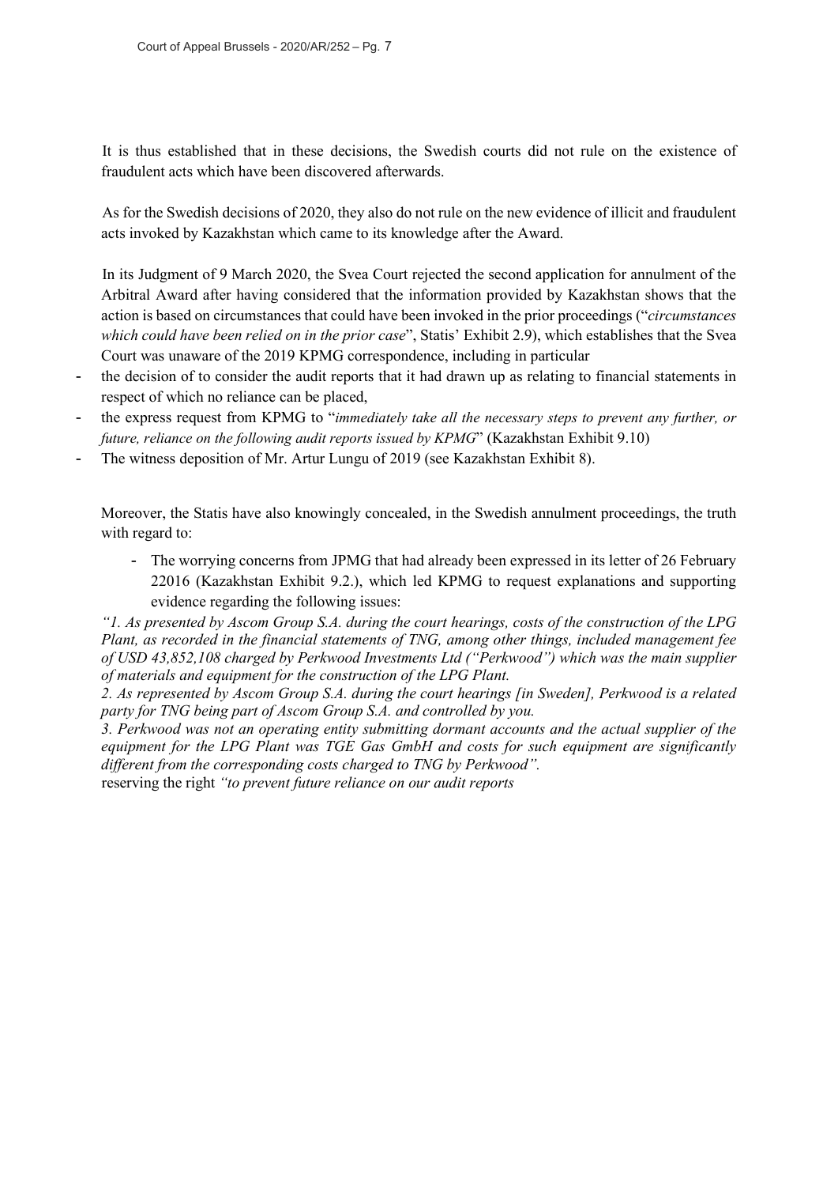It is thus established that in these decisions, the Swedish courts did not rule on the existence of fraudulent acts which have been discovered afterwards.

As for the Swedish decisions of 2020, they also do not rule on the new evidence of illicit and fraudulent acts invoked by Kazakhstan which came to its knowledge after the Award.

In its Judgment of 9 March 2020, the Svea Court rejected the second application for annulment of the Arbitral Award after having considered that the information provided by Kazakhstan shows that the action is based on circumstances that could have been invoked in the prior proceedings ("*circumstances which could have been relied on in the prior case*", Statis' Exhibit 2.9), which establishes that the Svea Court was unaware of the 2019 KPMG correspondence, including in particular

- the decision of to consider the audit reports that it had drawn up as relating to financial statements in respect of which no reliance can be placed,
- the express request from KPMG to "*immediately take all the necessary steps to prevent any further, or future, reliance on the following audit reports issued by KPMG*" (Kazakhstan Exhibit 9.10)
- The witness deposition of Mr. Artur Lungu of 2019 (see Kazakhstan Exhibit 8).

Moreover, the Statis have also knowingly concealed, in the Swedish annulment proceedings, the truth with regard to:

- The worrying concerns from JPMG that had already been expressed in its letter of 26 February 22016 (Kazakhstan Exhibit 9.2.), which led KPMG to request explanations and supporting evidence regarding the following issues:

*"1. As presented by Ascom Group S.A. during the court hearings, costs of the construction of the LPG Plant, as recorded in the financial statements of TNG, among other things, included management fee of USD 43,852,108 charged by Perkwood Investments Ltd ("Perkwood") which was the main supplier of materials and equipment for the construction of the LPG Plant.*

*2. As represented by Ascom Group S.A. during the court hearings [in Sweden], Perkwood is a related party for TNG being part of Ascom Group S.A. and controlled by you.*

*3. Perkwood was not an operating entity submitting dormant accounts and the actual supplier of the equipment for the LPG Plant was TGE Gas GmbH and costs for such equipment are significantly different from the corresponding costs charged to TNG by Perkwood".*

reserving the right *"to prevent future reliance on our audit reports*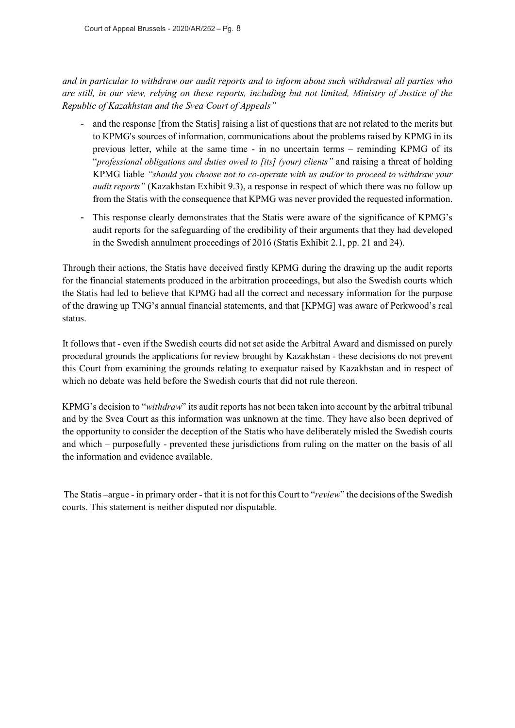*and in particular to withdraw our audit reports and to inform about such withdrawal all parties who are still, in our view, relying on these reports, including but not limited, Ministry of Justice of the Republic of Kazakhstan and the Svea Court of Appeals"*

- and the response [from the Statis] raising a list of questions that are not related to the merits but to KPMG's sources of information, communications about the problems raised by KPMG in its previous letter, while at the same time - in no uncertain terms – reminding KPMG of its "*professional obligations and duties owed to [its] (your) clients"* and raising a threat of holding KPMG liable *"should you choose not to co-operate with us and/or to proceed to withdraw your audit reports"* (Kazakhstan Exhibit 9.3), a response in respect of which there was no follow up from the Statis with the consequence that KPMG was never provided the requested information.
- This response clearly demonstrates that the Statis were aware of the significance of KPMG's audit reports for the safeguarding of the credibility of their arguments that they had developed in the Swedish annulment proceedings of 2016 (Statis Exhibit 2.1, pp. 21 and 24).

Through their actions, the Statis have deceived firstly KPMG during the drawing up the audit reports for the financial statements produced in the arbitration proceedings, but also the Swedish courts which the Statis had led to believe that KPMG had all the correct and necessary information for the purpose of the drawing up TNG's annual financial statements, and that [KPMG] was aware of Perkwood's real status.

It follows that - even if the Swedish courts did not set aside the Arbitral Award and dismissed on purely procedural grounds the applications for review brought by Kazakhstan - these decisions do not prevent this Court from examining the grounds relating to exequatur raised by Kazakhstan and in respect of which no debate was held before the Swedish courts that did not rule thereon.

KPMG's decision to "*withdraw*" its audit reports has not been taken into account by the arbitral tribunal and by the Svea Court as this information was unknown at the time. They have also been deprived of the opportunity to consider the deception of the Statis who have deliberately misled the Swedish courts and which – purposefully - prevented these jurisdictions from ruling on the matter on the basis of all the information and evidence available.

The Statis –argue - in primary order - that it is not for this Court to "*review*" the decisions of the Swedish courts. This statement is neither disputed nor disputable.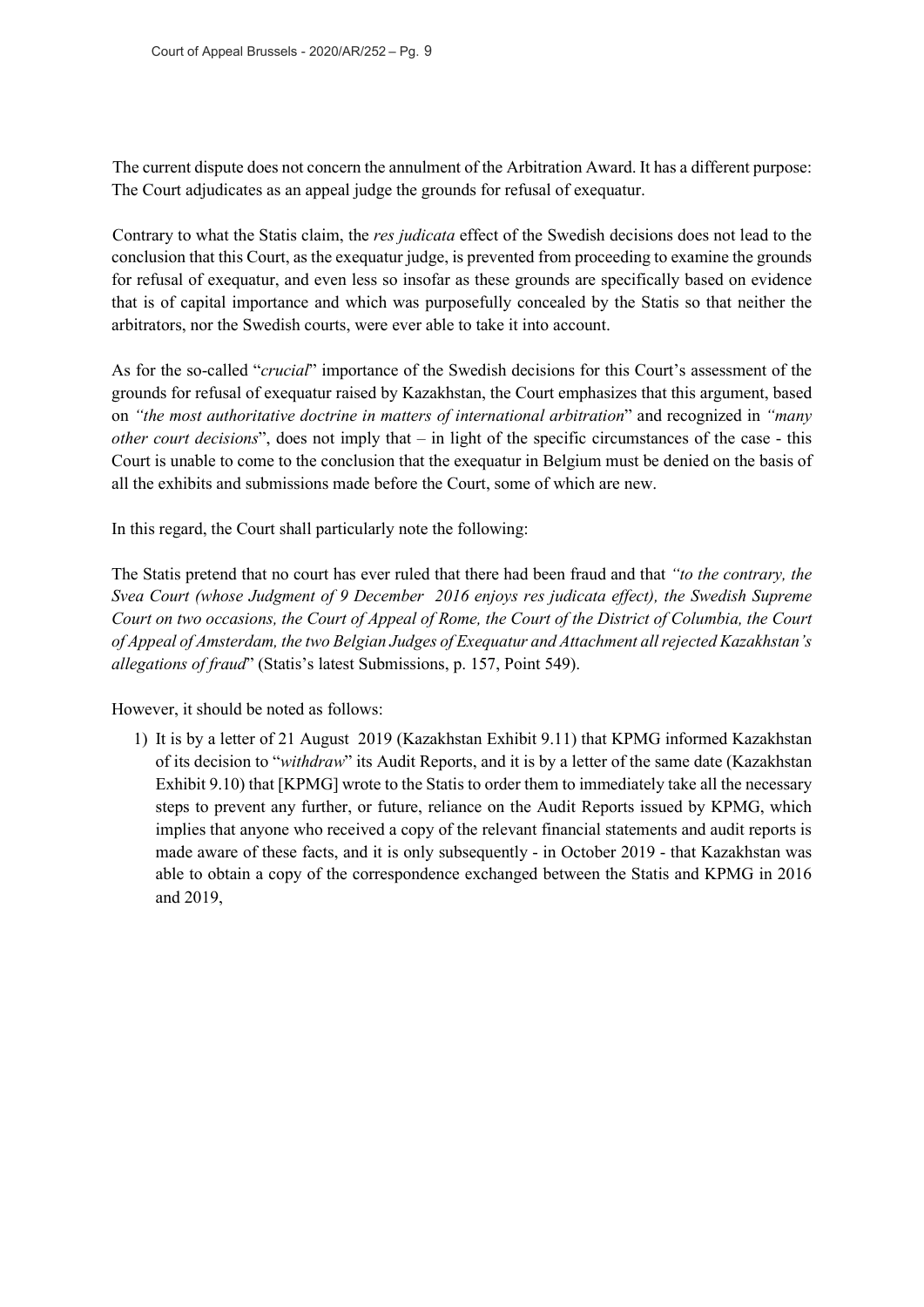The current dispute does not concern the annulment of the Arbitration Award. It has a different purpose: The Court adjudicates as an appeal judge the grounds for refusal of exequatur.

Contrary to what the Statis claim, the *res judicata* effect of the Swedish decisions does not lead to the conclusion that this Court, as the exequatur judge, is prevented from proceeding to examine the grounds for refusal of exequatur, and even less so insofar as these grounds are specifically based on evidence that is of capital importance and which was purposefully concealed by the Statis so that neither the arbitrators, nor the Swedish courts, were ever able to take it into account.

As for the so-called "*crucial*" importance of the Swedish decisions for this Court's assessment of the grounds for refusal of exequatur raised by Kazakhstan, the Court emphasizes that this argument, based on *"the most authoritative doctrine in matters of international arbitration*" and recognized in *"many other court decisions*", does not imply that – in light of the specific circumstances of the case - this Court is unable to come to the conclusion that the exequatur in Belgium must be denied on the basis of all the exhibits and submissions made before the Court, some of which are new.

In this regard, the Court shall particularly note the following:

The Statis pretend that no court has ever ruled that there had been fraud and that *"to the contrary, the Svea Court (whose Judgment of 9 December 2016 enjoys res judicata effect), the Swedish Supreme Court on two occasions, the Court of Appeal of Rome, the Court of the District of Columbia, the Court of Appeal of Amsterdam, the two Belgian Judges of Exequatur and Attachment all rejected Kazakhstan's allegations of fraud*" (Statis's latest Submissions, p. 157, Point 549).

However, it should be noted as follows:

1) It is by a letter of 21 August 2019 (Kazakhstan Exhibit 9.11) that KPMG informed Kazakhstan of its decision to "*withdraw*" its Audit Reports, and it is by a letter of the same date (Kazakhstan Exhibit 9.10) that [KPMG] wrote to the Statis to order them to immediately take all the necessary steps to prevent any further, or future, reliance on the Audit Reports issued by KPMG, which implies that anyone who received a copy of the relevant financial statements and audit reports is made aware of these facts, and it is only subsequently - in October 2019 - that Kazakhstan was able to obtain a copy of the correspondence exchanged between the Statis and KPMG in 2016 and 2019,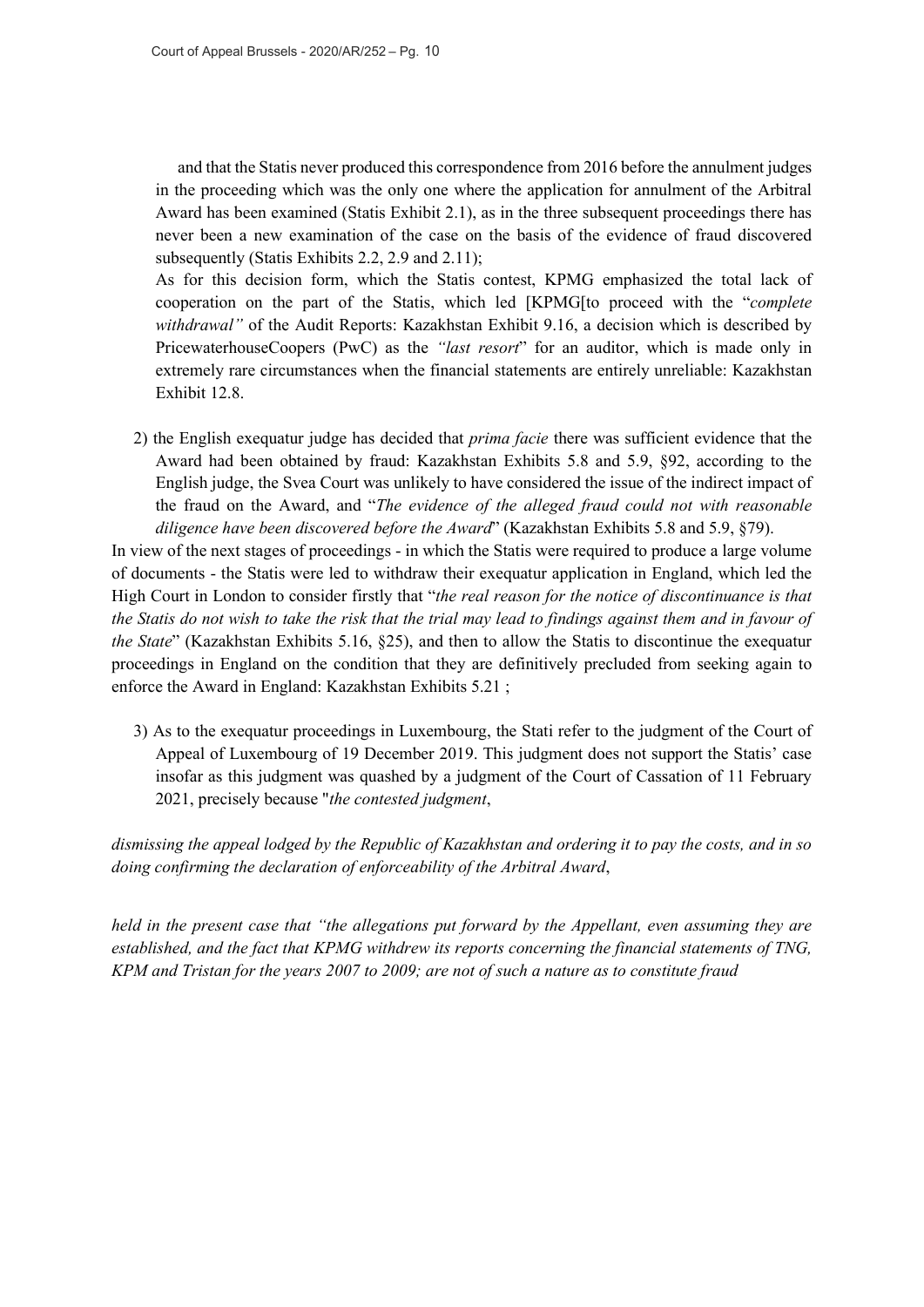and that the Statis never produced this correspondence from 2016 before the annulment judges in the proceeding which was the only one where the application for annulment of the Arbitral Award has been examined (Statis Exhibit 2.1), as in the three subsequent proceedings there has never been a new examination of the case on the basis of the evidence of fraud discovered subsequently (Statis Exhibits 2.2, 2.9 and 2.11);

As for this decision form, which the Statis contest, KPMG emphasized the total lack of cooperation on the part of the Statis, which led [KPMG[to proceed with the "*complete withdrawal"* of the Audit Reports: Kazakhstan Exhibit 9.16, a decision which is described by PricewaterhouseCoopers (PwC) as the *"last resort*" for an auditor, which is made only in extremely rare circumstances when the financial statements are entirely unreliable: Kazakhstan Exhibit 12.8.

2) the English exequatur judge has decided that *prima facie* there was sufficient evidence that the Award had been obtained by fraud: Kazakhstan Exhibits 5.8 and 5.9, §92, according to the English judge, the Svea Court was unlikely to have considered the issue of the indirect impact of the fraud on the Award, and "*The evidence of the alleged fraud could not with reasonable diligence have been discovered before the Award*" (Kazakhstan Exhibits 5.8 and 5.9, §79).

In view of the next stages of proceedings - in which the Statis were required to produce a large volume of documents - the Statis were led to withdraw their exequatur application in England, which led the High Court in London to consider firstly that "*the real reason for the notice of discontinuance is that the Statis do not wish to take the risk that the trial may lead to findings against them and in favour of the State*" (Kazakhstan Exhibits 5.16, §25), and then to allow the Statis to discontinue the exequatur proceedings in England on the condition that they are definitively precluded from seeking again to enforce the Award in England: Kazakhstan Exhibits 5.21 ;

3) As to the exequatur proceedings in Luxembourg, the Stati refer to the judgment of the Court of Appeal of Luxembourg of 19 December 2019. This judgment does not support the Statis' case insofar as this judgment was quashed by a judgment of the Court of Cassation of 11 February 2021, precisely because "*the contested judgment*,

*dismissing the appeal lodged by the Republic of Kazakhstan and ordering it to pay the costs, and in so doing confirming the declaration of enforceability of the Arbitral Award*,

*held in the present case that "the allegations put forward by the Appellant, even assuming they are established, and the fact that KPMG withdrew its reports concerning the financial statements of TNG, KPM and Tristan for the years 2007 to 2009; are not of such a nature as to constitute fraud*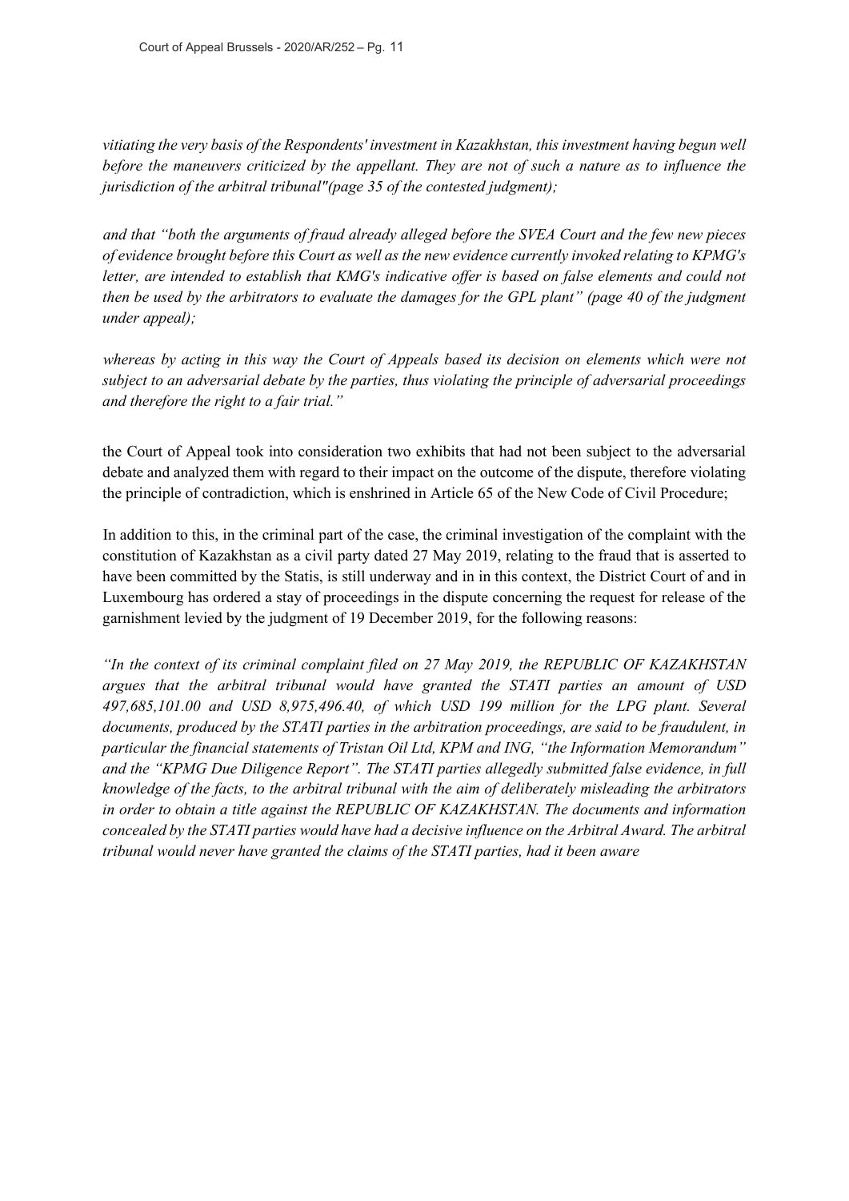*vitiating the very basis of the Respondents' investment in Kazakhstan, this investment having begun well before the maneuvers criticized by the appellant. They are not of such a nature as to influence the jurisdiction of the arbitral tribunal"(page 35 of the contested judgment);*

*and that "both the arguments of fraud already alleged before the SVEA Court and the few new pieces of evidence brought before this Court as well as the new evidence currently invoked relating to KPMG's letter, are intended to establish that KMG's indicative offer is based on false elements and could not then be used by the arbitrators to evaluate the damages for the GPL plant" (page 40 of the judgment under appeal);*

*whereas by acting in this way the Court of Appeals based its decision on elements which were not subject to an adversarial debate by the parties, thus violating the principle of adversarial proceedings and therefore the right to a fair trial."*

the Court of Appeal took into consideration two exhibits that had not been subject to the adversarial debate and analyzed them with regard to their impact on the outcome of the dispute, therefore violating the principle of contradiction, which is enshrined in Article 65 of the New Code of Civil Procedure;

In addition to this, in the criminal part of the case, the criminal investigation of the complaint with the constitution of Kazakhstan as a civil party dated 27 May 2019, relating to the fraud that is asserted to have been committed by the Statis, is still underway and in in this context, the District Court of and in Luxembourg has ordered a stay of proceedings in the dispute concerning the request for release of the garnishment levied by the judgment of 19 December 2019, for the following reasons:

*"In the context of its criminal complaint filed on 27 May 2019, the REPUBLIC OF KAZAKHSTAN argues that the arbitral tribunal would have granted the STATI parties an amount of USD 497,685,101.00 and USD 8,975,496.40, of which USD 199 million for the LPG plant. Several documents, produced by the STATI parties in the arbitration proceedings, are said to be fraudulent, in particular the financial statements of Tristan Oil Ltd, KPM and ING, "the Information Memorandum" and the "KPMG Due Diligence Report". The STATI parties allegedly submitted false evidence, in full knowledge of the facts, to the arbitral tribunal with the aim of deliberately misleading the arbitrators in order to obtain a title against the REPUBLIC OF KAZAKHSTAN. The documents and information concealed by the STATI parties would have had a decisive influence on the Arbitral Award. The arbitral tribunal would never have granted the claims of the STATI parties, had it been aware*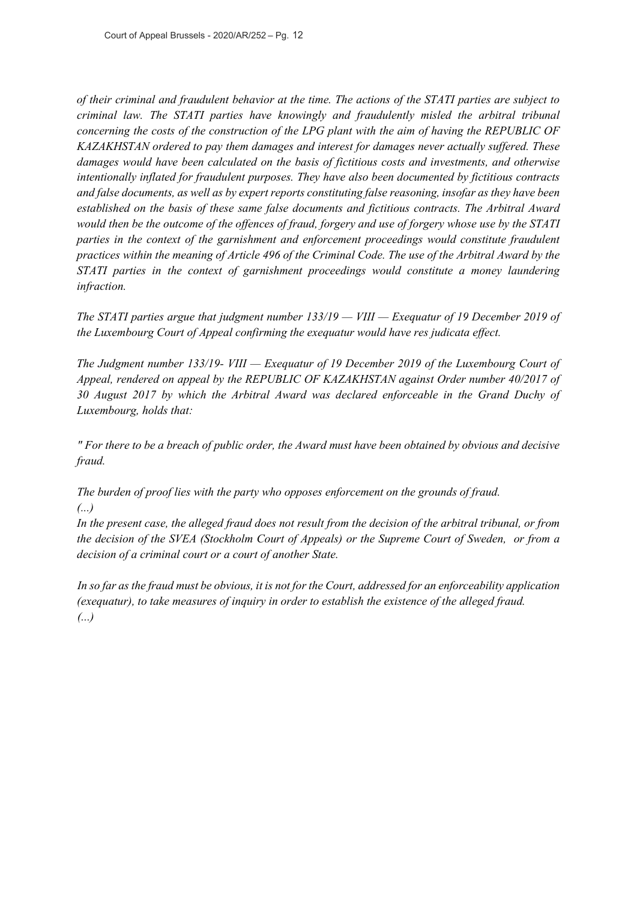*of their criminal and fraudulent behavior at the time. The actions of the STATI parties are subject to criminal law. The STATI parties have knowingly and fraudulently misled the arbitral tribunal concerning the costs of the construction of the LPG plant with the aim of having the REPUBLIC OF KAZAKHSTAN ordered to pay them damages and interest for damages never actually suffered. These damages would have been calculated on the basis of fictitious costs and investments, and otherwise intentionally inflated for fraudulent purposes. They have also been documented by fictitious contracts and false documents, as well as by expert reports constituting false reasoning, insofar as they have been established on the basis of these same false documents and fictitious contracts. The Arbitral Award would then be the outcome of the offences of fraud, forgery and use of forgery whose use by the STATI parties in the context of the garnishment and enforcement proceedings would constitute fraudulent practices within the meaning of Article 496 of the Criminal Code. The use of the Arbitral Award by the STATI parties in the context of garnishment proceedings would constitute a money laundering infraction.*

*The STATI parties argue that judgment number 133/19 — VIII — Exequatur of 19 December 2019 of the Luxembourg Court of Appeal confirming the exequatur would have res judicata effect.*

*The Judgment number 133/19- VIII — Exequatur of 19 December 2019 of the Luxembourg Court of Appeal, rendered on appeal by the REPUBLIC OF KAZAKHSTAN against Order number 40/2017 of 30 August 2017 by which the Arbitral Award was declared enforceable in the Grand Duchy of Luxembourg, holds that:*

*" For there to be a breach of public order, the Award must have been obtained by obvious and decisive fraud.*

*The burden of proof lies with the party who opposes enforcement on the grounds of fraud.*
*(...)*
*In the present case, the alleged fraud does not result from the decision of the arbitral tribunal, or from the decision of the SVEA (Stockholm Court of Appeals) or the Supreme Court of Sweden, or from a decision of a criminal court or a court of another State.*

*In so far as the fraud must be obvious, it is not for the Court, addressed for an enforceability application (exequatur), to take measures of inquiry in order to establish the existence of the alleged fraud.*
*(...)*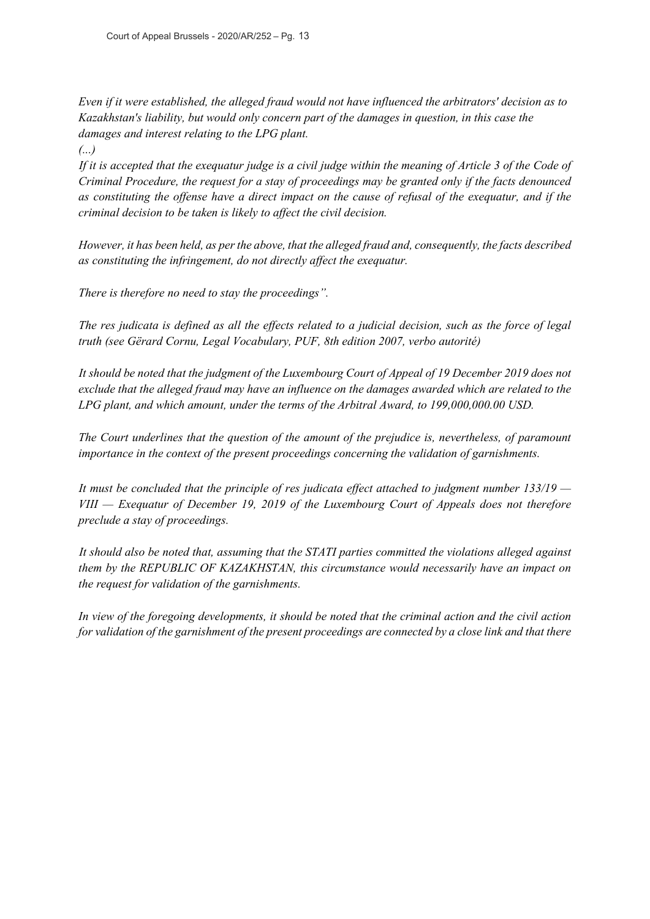*Even if it were established, the alleged fraud would not have influenced the arbitrators' decision as to Kazakhstan's liability, but would only concern part of the damages in question, in this case the damages and interest relating to the LPG plant.*

*(...)*

*If it is accepted that the exequatur judge is a civil judge within the meaning of Article 3 of the Code of Criminal Procedure, the request for a stay of proceedings may be granted only if the facts denounced as constituting the offense have a direct impact on the cause of refusal of the exequatur, and if the criminal decision to be taken is likely to affect the civil decision.*

*However, it has been held, as per the above, that the alleged fraud and, consequently, the facts described as constituting the infringement, do not directly affect the exequatur.*

*There is therefore no need to stay the proceedings".*

*The res judicata is defined as all the effects related to a judicial decision, such as the force of legal truth (see Gërard Cornu, Legal Vocabulary, PUF, 8th edition 2007, verbo autorité)*

*It should be noted that the judgment of the Luxembourg Court of Appeal of 19 December 2019 does not exclude that the alleged fraud may have an influence on the damages awarded which are related to the LPG plant, and which amount, under the terms of the Arbitral Award, to 199,000,000.00 USD.*

*The Court underlines that the question of the amount of the prejudice is, nevertheless, of paramount importance in the context of the present proceedings concerning the validation of garnishments.*

*It must be concluded that the principle of res judicata effect attached to judgment number 133/19 — VIII — Exequatur of December 19, 2019 of the Luxembourg Court of Appeals does not therefore preclude a stay of proceedings.*

*It should also be noted that, assuming that the STATI parties committed the violations alleged against them by the REPUBLIC OF KAZAKHSTAN, this circumstance would necessarily have an impact on the request for validation of the garnishments.*

*In view of the foregoing developments, it should be noted that the criminal action and the civil action for validation of the garnishment of the present proceedings are connected by a close link and that there*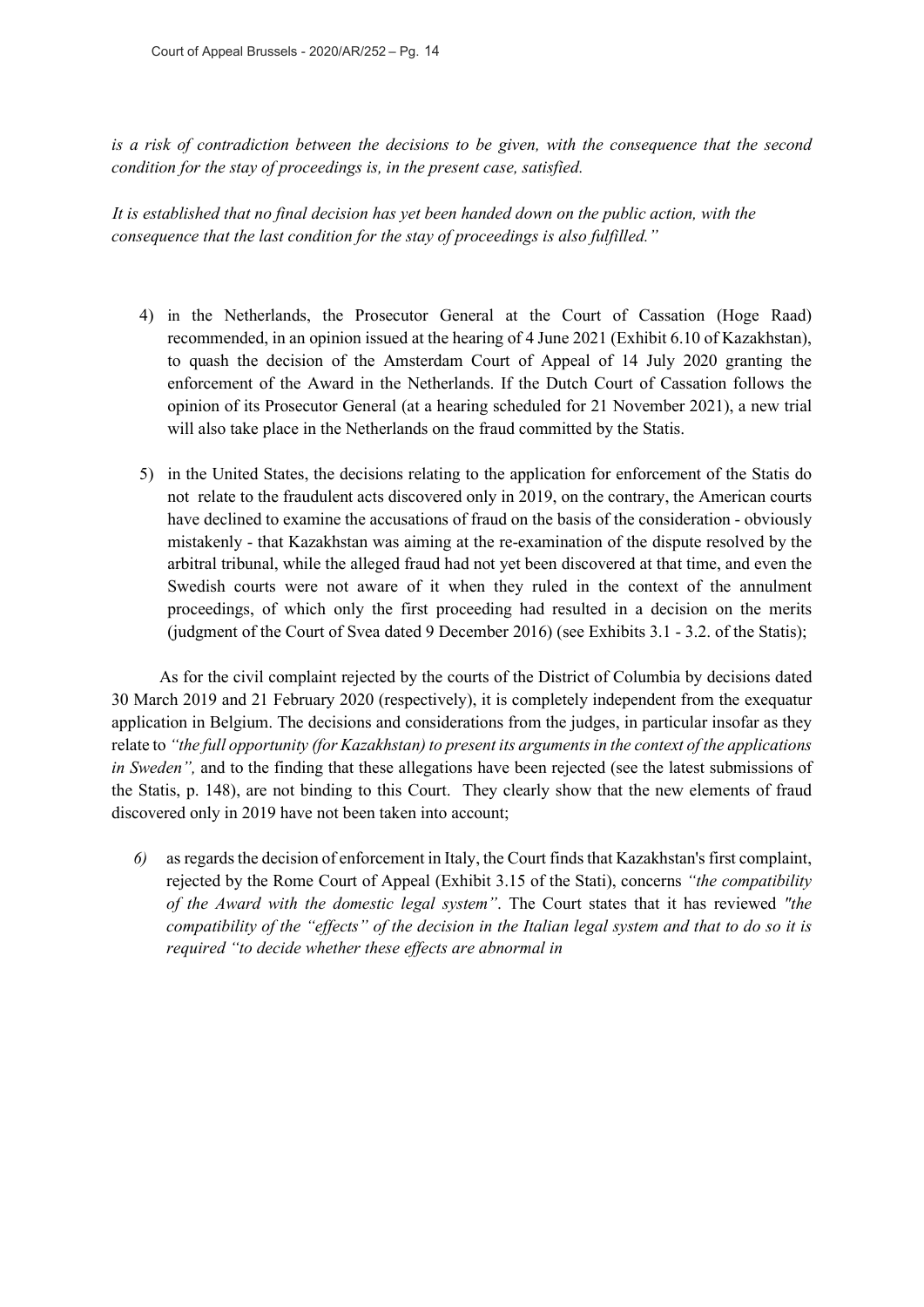*is a risk of contradiction between the decisions to be given, with the consequence that the second condition for the stay of proceedings is, in the present case, satisfied.*

*It is established that no final decision has yet been handed down on the public action, with the consequence that the last condition for the stay of proceedings is also fulfilled."*

4) in the Netherlands, the Prosecutor General at the Court of Cassation (Hoge Raad) recommended, in an opinion issued at the hearing of 4 June 2021 (Exhibit 6.10 of Kazakhstan), to quash the decision of the Amsterdam Court of Appeal of 14 July 2020 granting the enforcement of the Award in the Netherlands. If the Dutch Court of Cassation follows the opinion of its Prosecutor General (at a hearing scheduled for 21 November 2021), a new trial will also take place in the Netherlands on the fraud committed by the Statis.

5) in the United States, the decisions relating to the application for enforcement of the Statis do not relate to the fraudulent acts discovered only in 2019, on the contrary, the American courts have declined to examine the accusations of fraud on the basis of the consideration - obviously mistakenly - that Kazakhstan was aiming at the re-examination of the dispute resolved by the arbitral tribunal, while the alleged fraud had not yet been discovered at that time, and even the Swedish courts were not aware of it when they ruled in the context of the annulment proceedings, of which only the first proceeding had resulted in a decision on the merits (judgment of the Court of Svea dated 9 December 2016) (see Exhibits 3.1 - 3.2. of the Statis);

As for the civil complaint rejected by the courts of the District of Columbia by decisions dated 30 March 2019 and 21 February 2020 (respectively), it is completely independent from the exequatur application in Belgium. The decisions and considerations from the judges, in particular insofar as they relate to *"the full opportunity (for Kazakhstan) to present its arguments in the context of the applications in Sweden",* and to the finding that these allegations have been rejected (see the latest submissions of the Statis, p. 148), are not binding to this Court. They clearly show that the new elements of fraud discovered only in 2019 have not been taken into account;

*6)* as regards the decision of enforcement in Italy, the Court finds that Kazakhstan's first complaint, rejected by the Rome Court of Appeal (Exhibit 3.15 of the Stati), concerns *"the compatibility of the Award with the domestic legal system"*. The Court states that it has reviewed *"the compatibility of the "effects" of the decision in the Italian legal system and that to do so it is required "to decide whether these effects are abnormal in*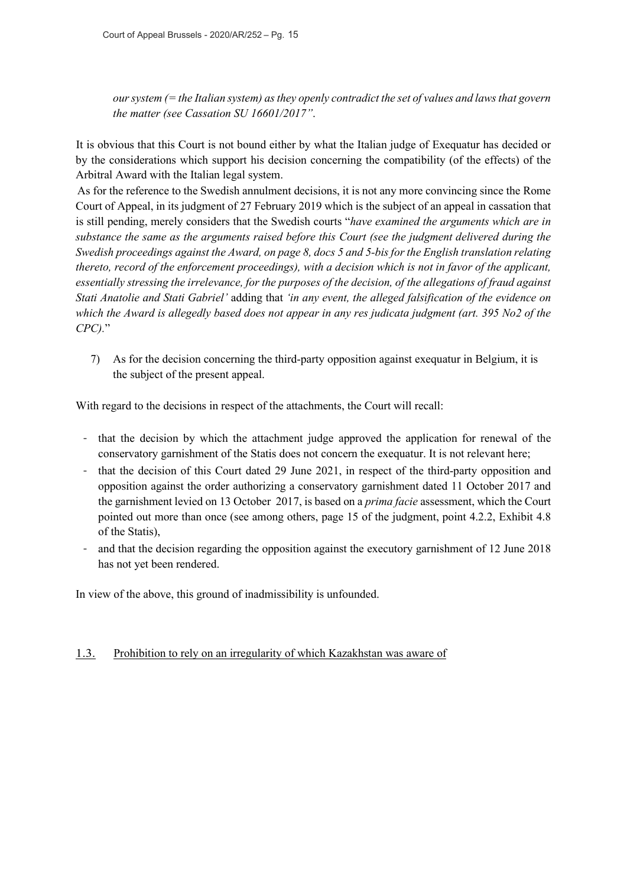*our system (= the Italian system) as they openly contradict the set of values and laws that govern the matter (see Cassation SU 16601/2017"*.

It is obvious that this Court is not bound either by what the Italian judge of Exequatur has decided or by the considerations which support his decision concerning the compatibility (of the effects) of the Arbitral Award with the Italian legal system.

As for the reference to the Swedish annulment decisions, it is not any more convincing since the Rome Court of Appeal, in its judgment of 27 February 2019 which is the subject of an appeal in cassation that is still pending, merely considers that the Swedish courts "*have examined the arguments which are in substance the same as the arguments raised before this Court (see the judgment delivered during the Swedish proceedings against the Award, on page 8, docs 5 and 5-bis for the English translation relating thereto, record of the enforcement proceedings), with a decision which is not in favor of the applicant, essentially stressing the irrelevance, for the purposes of the decision, of the allegations of fraud against Stati Anatolie and Stati Gabriel'* adding that *'in any event, the alleged falsification of the evidence on which the Award is allegedly based does not appear in any res judicata judgment (art. 395 No2 of the CPC).*"

7) As for the decision concerning the third-party opposition against exequatur in Belgium, it is the subject of the present appeal.

With regard to the decisions in respect of the attachments, the Court will recall:

- that the decision by which the attachment judge approved the application for renewal of the conservatory garnishment of the Statis does not concern the exequatur. It is not relevant here;
- that the decision of this Court dated 29 June 2021, in respect of the third-party opposition and opposition against the order authorizing a conservatory garnishment dated 11 October 2017 and the garnishment levied on 13 October 2017, is based on a *prima facie* assessment, which the Court pointed out more than once (see among others, page 15 of the judgment, point 4.2.2, Exhibit 4.8 of the Statis),
- and that the decision regarding the opposition against the executory garnishment of 12 June 2018 has not yet been rendered.

In view of the above, this ground of inadmissibility is unfounded.

### 1.3. Prohibition to rely on an irregularity of which Kazakhstan was aware of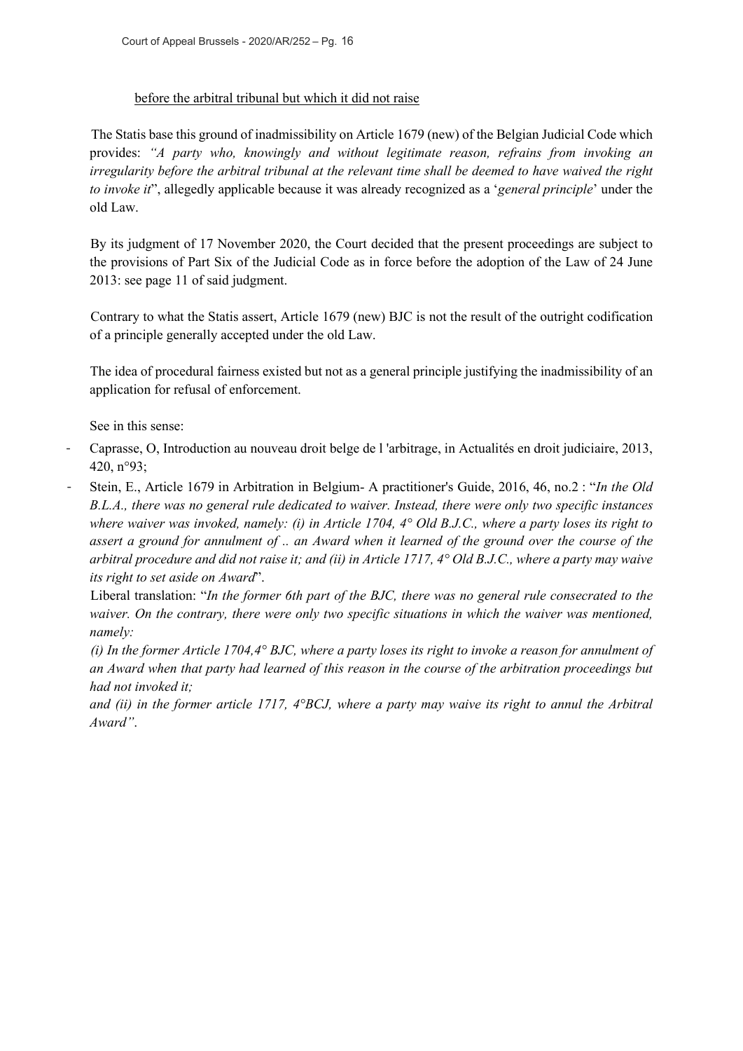<u>before the arbitral tribunal but which it did not raise</u>

The Statis base this ground of inadmissibility on Article 1679 (new) of the Belgian Judicial Code which provides: *"A party who, knowingly and without legitimate reason, refrains from invoking an irregularity before the arbitral tribunal at the relevant time shall be deemed to have waived the right to invoke it*", allegedly applicable because it was already recognized as a '*general principle*' under the old Law.

By its judgment of 17 November 2020, the Court decided that the present proceedings are subject to the provisions of Part Six of the Judicial Code as in force before the adoption of the Law of 24 June 2013: see page 11 of said judgment.

Contrary to what the Statis assert, Article 1679 (new) BJC is not the result of the outright codification of a principle generally accepted under the old Law.

The idea of procedural fairness existed but not as a general principle justifying the inadmissibility of an application for refusal of enforcement.

See in this sense:

- Caprasse, O, Introduction au nouveau droit belge de l 'arbitrage, in Actualités en droit judiciaire, 2013, 420, n°93;
- Stein, E., Article 1679 in Arbitration in Belgium- A practitioner's Guide, 2016, 46, no.2 : "*In the Old B.L.A., there was no general rule dedicated to waiver. Instead, there were only two specific instances where waiver was invoked, namely: (i) in Article 1704, 4° Old B.J.C., where a party loses its right to assert a ground for annulment of .. an Award when it learned of the ground over the course of the arbitral procedure and did not raise it; and (ii) in Article 1717, 4° Old B.J.C., where a party may waive its right to set aside on Award*".

  Liberal translation: "*In the former 6th part of the BJC, there was no general rule consecrated to the waiver. On the contrary, there were only two specific situations in which the waiver was mentioned, namely:*

  *(i) In the former Article 1704,4° BJC, where a party loses its right to invoke a reason for annulment of an Award when that party had learned of this reason in the course of the arbitration proceedings but had not invoked it;*

  *and (ii) in the former article 1717, 4°BCJ, where a party may waive its right to annul the Arbitral Award"*.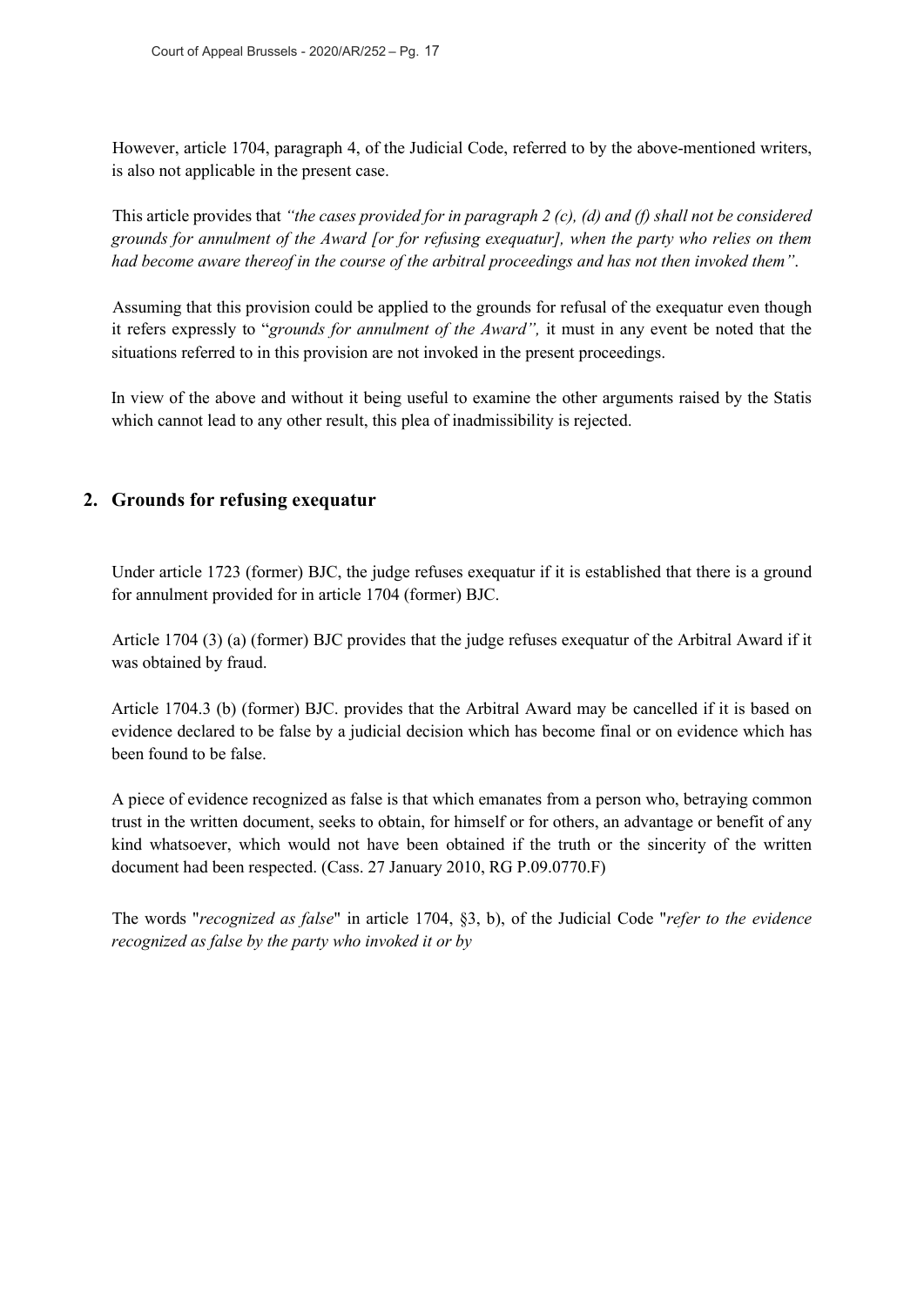However, article 1704, paragraph 4, of the Judicial Code, referred to by the above-mentioned writers, is also not applicable in the present case.

This article provides that *"the cases provided for in paragraph 2 (c), (d) and (f) shall not be considered grounds for annulment of the Award [or for refusing exequatur], when the party who relies on them had become aware thereof in the course of the arbitral proceedings and has not then invoked them"*.

Assuming that this provision could be applied to the grounds for refusal of the exequatur even though it refers expressly to "*grounds for annulment of the Award",* it must in any event be noted that the situations referred to in this provision are not invoked in the present proceedings.

In view of the above and without it being useful to examine the other arguments raised by the Statis which cannot lead to any other result, this plea of inadmissibility is rejected.

## 2. Grounds for refusing exequatur

Under article 1723 (former) BJC, the judge refuses exequatur if it is established that there is a ground for annulment provided for in article 1704 (former) BJC.

Article 1704 (3) (a) (former) BJC provides that the judge refuses exequatur of the Arbitral Award if it was obtained by fraud.

Article 1704.3 (b) (former) BJC. provides that the Arbitral Award may be cancelled if it is based on evidence declared to be false by a judicial decision which has become final or on evidence which has been found to be false.

A piece of evidence recognized as false is that which emanates from a person who, betraying common trust in the written document, seeks to obtain, for himself or for others, an advantage or benefit of any kind whatsoever, which would not have been obtained if the truth or the sincerity of the written document had been respected. (Cass. 27 January 2010, RG P.09.0770.F)

The words "*recognized as false*" in article 1704, §3, b), of the Judicial Code "*refer to the evidence recognized as false by the party who invoked it or by*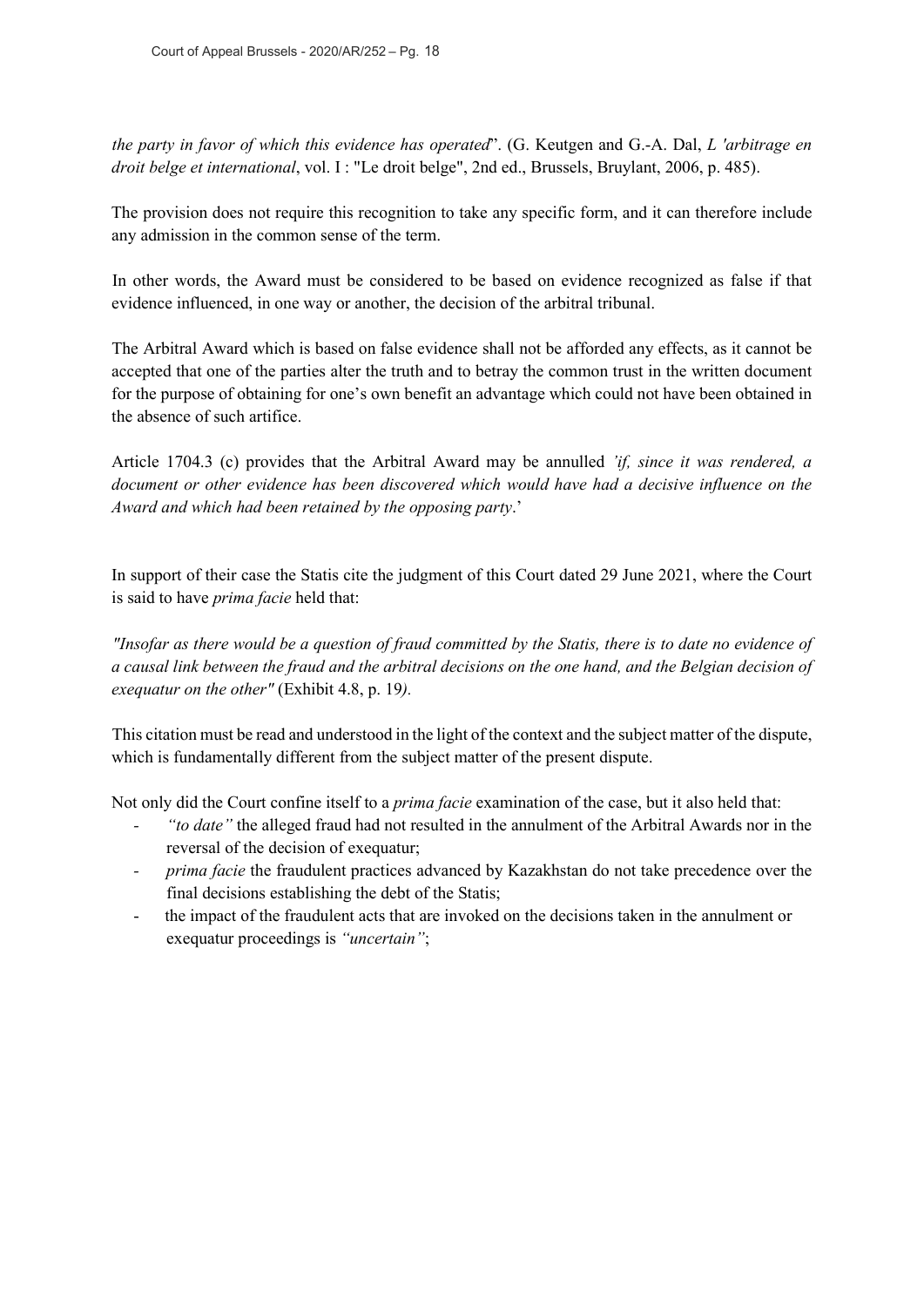*the party in favor of which this evidence has operated*". (G. Keutgen and G.-A. Dal, *L 'arbitrage en droit belge et international*, vol. I : "Le droit belge", 2nd ed., Brussels, Bruylant, 2006, p. 485).

The provision does not require this recognition to take any specific form, and it can therefore include any admission in the common sense of the term.

In other words, the Award must be considered to be based on evidence recognized as false if that evidence influenced, in one way or another, the decision of the arbitral tribunal.

The Arbitral Award which is based on false evidence shall not be afforded any effects, as it cannot be accepted that one of the parties alter the truth and to betray the common trust in the written document for the purpose of obtaining for one's own benefit an advantage which could not have been obtained in the absence of such artifice.

Article 1704.3 (c) provides that the Arbitral Award may be annulled *'if, since it was rendered, a document or other evidence has been discovered which would have had a decisive influence on the Award and which had been retained by the opposing party*.'

In support of their case the Statis cite the judgment of this Court dated 29 June 2021, where the Court is said to have *prima facie* held that:

*"Insofar as there would be a question of fraud committed by the Statis, there is to date no evidence of a causal link between the fraud and the arbitral decisions on the one hand, and the Belgian decision of exequatur on the other"* (Exhibit 4.8, p. 19*).*

This citation must be read and understood in the light of the context and the subject matter of the dispute, which is fundamentally different from the subject matter of the present dispute.

Not only did the Court confine itself to a *prima facie* examination of the case, but it also held that:

- *"to date"* the alleged fraud had not resulted in the annulment of the Arbitral Awards nor in the reversal of the decision of exequatur;
- *prima facie* the fraudulent practices advanced by Kazakhstan do not take precedence over the final decisions establishing the debt of the Statis;
- the impact of the fraudulent acts that are invoked on the decisions taken in the annulment or exequatur proceedings is *"uncertain"*;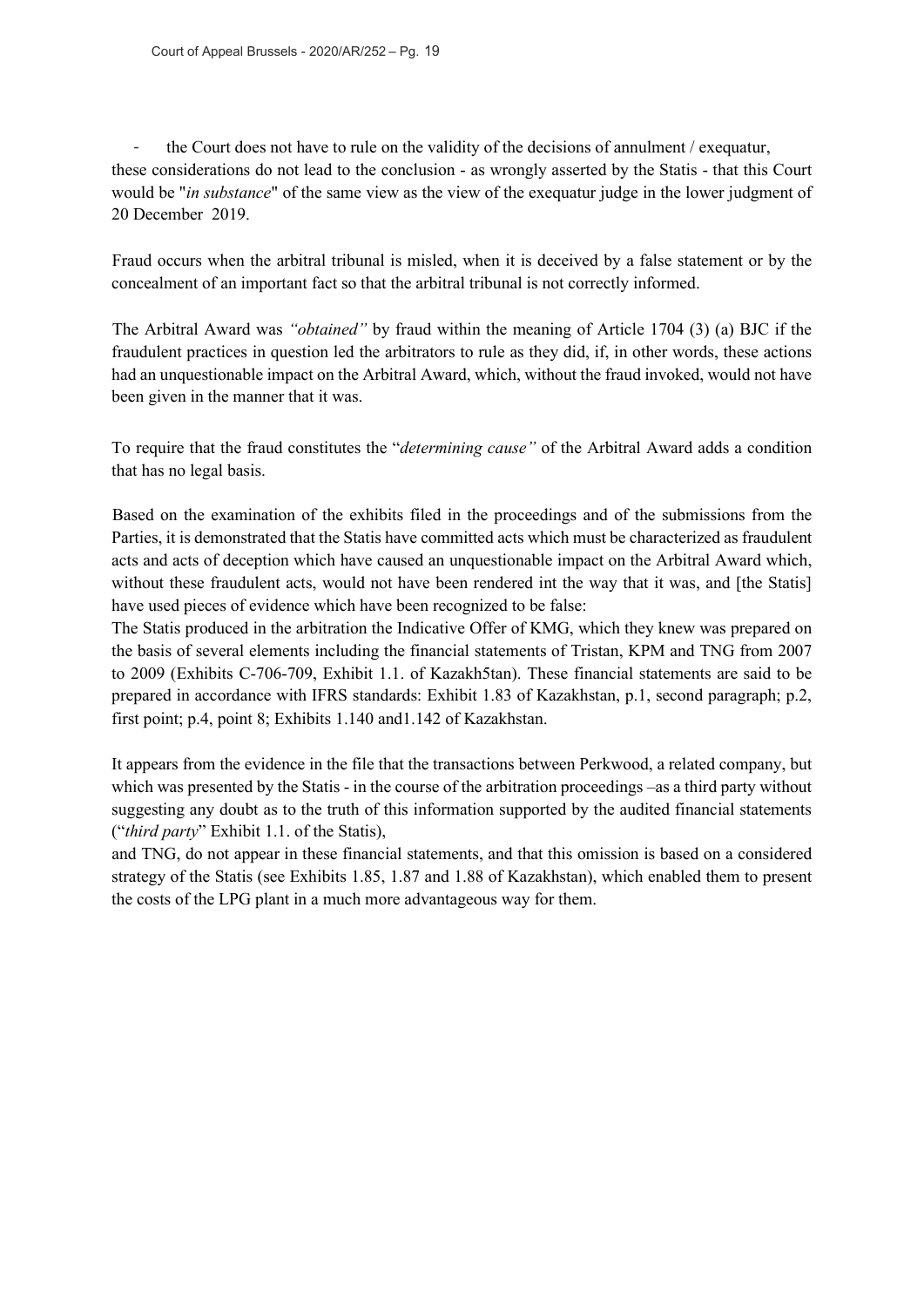- the Court does not have to rule on the validity of the decisions of annulment / exequatur,

these considerations do not lead to the conclusion - as wrongly asserted by the Statis - that this Court would be "*in substance*" of the same view as the view of the exequatur judge in the lower judgment of 20 December 2019.

Fraud occurs when the arbitral tribunal is misled, when it is deceived by a false statement or by the concealment of an important fact so that the arbitral tribunal is not correctly informed.

The Arbitral Award was *"obtained"* by fraud within the meaning of Article 1704 (3) (a) BJC if the fraudulent practices in question led the arbitrators to rule as they did, if, in other words, these actions had an unquestionable impact on the Arbitral Award, which, without the fraud invoked, would not have been given in the manner that it was.

To require that the fraud constitutes the "*determining cause"* of the Arbitral Award adds a condition that has no legal basis.

Based on the examination of the exhibits filed in the proceedings and of the submissions from the Parties, it is demonstrated that the Statis have committed acts which must be characterized as fraudulent acts and acts of deception which have caused an unquestionable impact on the Arbitral Award which, without these fraudulent acts, would not have been rendered int the way that it was, and [the Statis] have used pieces of evidence which have been recognized to be false:

The Statis produced in the arbitration the Indicative Offer of KMG, which they knew was prepared on the basis of several elements including the financial statements of Tristan, KPM and TNG from 2007 to 2009 (Exhibits C-706-709, Exhibit 1.1. of Kazakh5tan). These financial statements are said to be prepared in accordance with IFRS standards: Exhibit 1.83 of Kazakhstan, p.1, second paragraph; p.2, first point; p.4, point 8; Exhibits 1.140 and1.142 of Kazakhstan.

It appears from the evidence in the file that the transactions between Perkwood, a related company, but which was presented by the Statis - in the course of the arbitration proceedings –as a third party without suggesting any doubt as to the truth of this information supported by the audited financial statements ("*third party*" Exhibit 1.1. of the Statis),

and TNG, do not appear in these financial statements, and that this omission is based on a considered strategy of the Statis (see Exhibits 1.85, 1.87 and 1.88 of Kazakhstan), which enabled them to present the costs of the LPG plant in a much more advantageous way for them.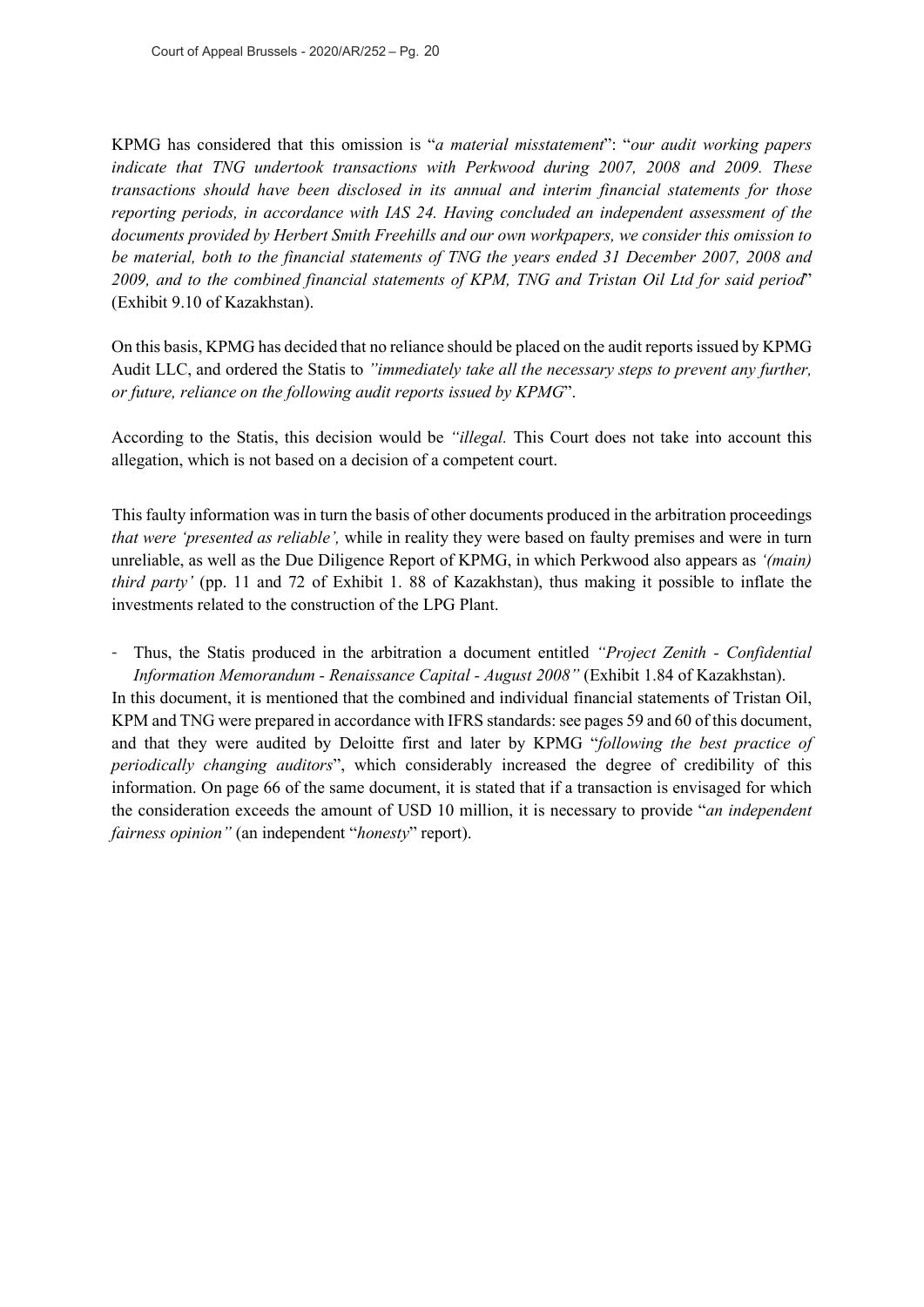KPMG has considered that this omission is "*a material misstatement*": "*our audit working papers indicate that TNG undertook transactions with Perkwood during 2007, 2008 and 2009. These transactions should have been disclosed in its annual and interim financial statements for those reporting periods, in accordance with IAS 24. Having concluded an independent assessment of the documents provided by Herbert Smith Freehills and our own workpapers, we consider this omission to be material, both to the financial statements of TNG the years ended 31 December 2007, 2008 and 2009, and to the combined financial statements of KPM, TNG and Tristan Oil Ltd for said period*" (Exhibit 9.10 of Kazakhstan).

On this basis, KPMG has decided that no reliance should be placed on the audit reports issued by KPMG Audit LLC, and ordered the Statis to *"immediately take all the necessary steps to prevent any further, or future, reliance on the following audit reports issued by KPMG*".

According to the Statis, this decision would be *"illegal.* This Court does not take into account this allegation, which is not based on a decision of a competent court.

This faulty information was in turn the basis of other documents produced in the arbitration proceedings *that were 'presented as reliable',* while in reality they were based on faulty premises and were in turn unreliable, as well as the Due Diligence Report of KPMG, in which Perkwood also appears as *'(main) third party'* (pp. 11 and 72 of Exhibit 1. 88 of Kazakhstan), thus making it possible to inflate the investments related to the construction of the LPG Plant.

- Thus, the Statis produced in the arbitration a document entitled *"Project Zenith - Confidential Information Memorandum - Renaissance Capital - August 2008"* (Exhibit 1.84 of Kazakhstan).

In this document, it is mentioned that the combined and individual financial statements of Tristan Oil, KPM and TNG were prepared in accordance with IFRS standards: see pages 59 and 60 of this document, and that they were audited by Deloitte first and later by KPMG "*following the best practice of periodically changing auditors*", which considerably increased the degree of credibility of this information. On page 66 of the same document, it is stated that if a transaction is envisaged for which the consideration exceeds the amount of USD 10 million, it is necessary to provide "*an independent fairness opinion"* (an independent "*honesty*" report).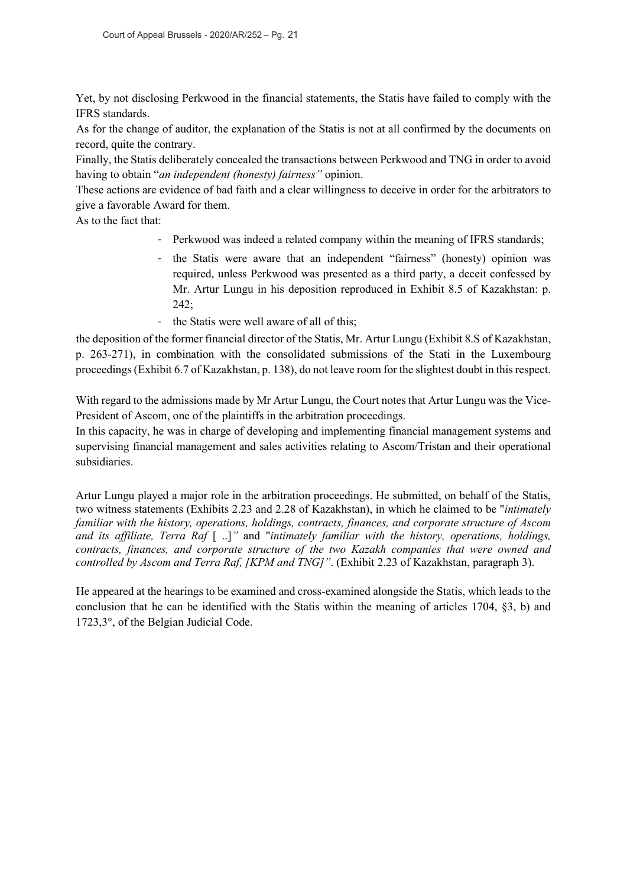Yet, by not disclosing Perkwood in the financial statements, the Statis have failed to comply with the IFRS standards.

As for the change of auditor, the explanation of the Statis is not at all confirmed by the documents on record, quite the contrary.

Finally, the Statis deliberately concealed the transactions between Perkwood and TNG in order to avoid having to obtain "*an independent (honesty) fairness"* opinion.

These actions are evidence of bad faith and a clear willingness to deceive in order for the arbitrators to give a favorable Award for them.

As to the fact that:

- Perkwood was indeed a related company within the meaning of IFRS standards;
- the Statis were aware that an independent "fairness" (honesty) opinion was required, unless Perkwood was presented as a third party, a deceit confessed by Mr. Artur Lungu in his deposition reproduced in Exhibit 8.5 of Kazakhstan: p. 242;
- the Statis were well aware of all of this;

the deposition of the former financial director of the Statis, Mr. Artur Lungu (Exhibit 8.S of Kazakhstan, p. 263-271), in combination with the consolidated submissions of the Stati in the Luxembourg proceedings (Exhibit 6.7 of Kazakhstan, p. 138), do not leave room for the slightest doubt in this respect.

With regard to the admissions made by Mr Artur Lungu, the Court notes that Artur Lungu was the Vice-President of Ascom, one of the plaintiffs in the arbitration proceedings.

In this capacity, he was in charge of developing and implementing financial management systems and supervising financial management and sales activities relating to Ascom/Tristan and their operational subsidiaries.

Artur Lungu played a major role in the arbitration proceedings. He submitted, on behalf of the Statis, two witness statements (Exhibits 2.23 and 2.28 of Kazakhstan), in which he claimed to be "*intimately familiar with the history, operations, holdings, contracts, finances, and corporate structure of Ascom and its affiliate, Terra Raf* [ ..]*"* and "*intimately familiar with the history, operations, holdings, contracts, finances, and corporate structure of the two Kazakh companies that were owned and controlled by Ascom and Terra Raf, [KPM and TNG]"*. (Exhibit 2.23 of Kazakhstan, paragraph 3).

He appeared at the hearings to be examined and cross-examined alongside the Statis, which leads to the conclusion that he can be identified with the Statis within the meaning of articles 1704, §3, b) and 1723,3°, of the Belgian Judicial Code.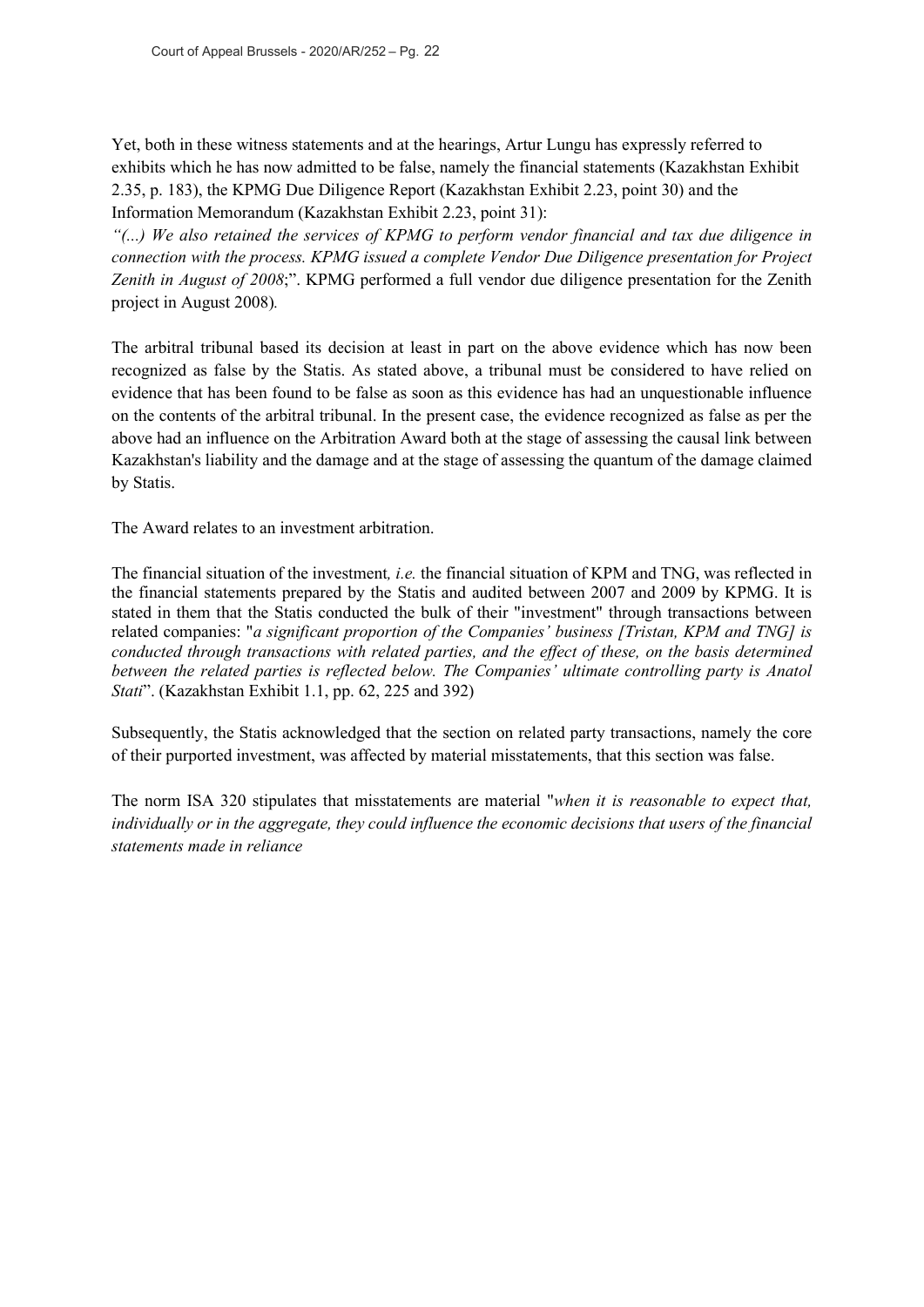Yet, both in these witness statements and at the hearings, Artur Lungu has expressly referred to exhibits which he has now admitted to be false, namely the financial statements (Kazakhstan Exhibit 2.35, p. 183), the KPMG Due Diligence Report (Kazakhstan Exhibit 2.23, point 30) and the Information Memorandum (Kazakhstan Exhibit 2.23, point 31):

*"(...) We also retained the services of KPMG to perform vendor financial and tax due diligence in connection with the process. KPMG issued a complete Vendor Due Diligence presentation for Project Zenith in August of 2008*;". KPMG performed a full vendor due diligence presentation for the Zenith project in August 2008).

The arbitral tribunal based its decision at least in part on the above evidence which has now been recognized as false by the Statis. As stated above, a tribunal must be considered to have relied on evidence that has been found to be false as soon as this evidence has had an unquestionable influence on the contents of the arbitral tribunal. In the present case, the evidence recognized as false as per the above had an influence on the Arbitration Award both at the stage of assessing the causal link between Kazakhstan's liability and the damage and at the stage of assessing the quantum of the damage claimed by Statis.

The Award relates to an investment arbitration.

The financial situation of the investment*, i.e.* the financial situation of KPM and TNG, was reflected in the financial statements prepared by the Statis and audited between 2007 and 2009 by KPMG. It is stated in them that the Statis conducted the bulk of their "investment" through transactions between related companies: "*a significant proportion of the Companies' business [Tristan, KPM and TNG] is conducted through transactions with related parties, and the effect of these, on the basis determined between the related parties is reflected below. The Companies' ultimate controlling party is Anatol Stati*". (Kazakhstan Exhibit 1.1, pp. 62, 225 and 392)

Subsequently, the Statis acknowledged that the section on related party transactions, namely the core of their purported investment, was affected by material misstatements, that this section was false.

The norm ISA 320 stipulates that misstatements are material "*when it is reasonable to expect that, individually or in the aggregate, they could influence the economic decisions that users of the financial statements made in reliance*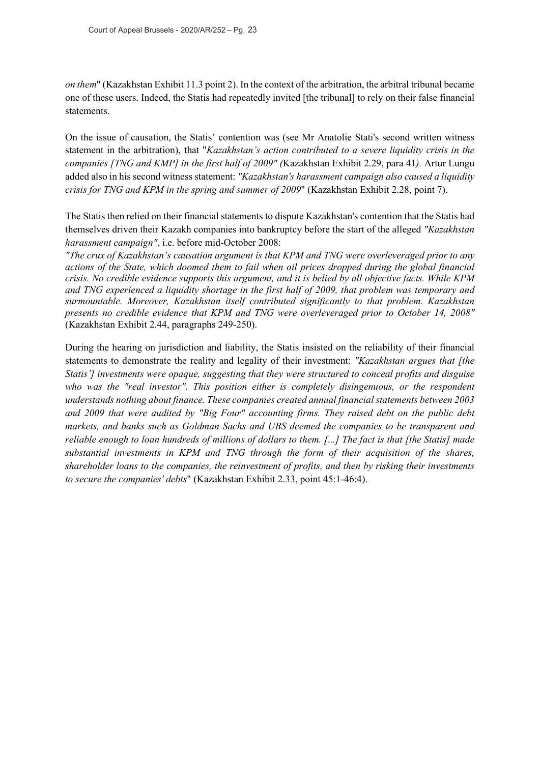*on them*" (Kazakhstan Exhibit 11.3 point 2). In the context of the arbitration, the arbitral tribunal became one of these users. Indeed, the Statis had repeatedly invited [the tribunal] to rely on their false financial statements.

On the issue of causation, the Statis' contention was (see Mr Anatolie Stati's second written witness statement in the arbitration), that "*Kazakhstan's action contributed to a severe liquidity crisis in the companies [TNG and KMP] in the first half of 2009" (*Kazakhstan Exhibit 2.29, para 41*).* Artur Lungu added also in his second witness statement: *"Kazakhstan's harassment campaign also caused a liquidity crisis for TNG and KPM in the spring and summer of 2009*" (Kazakhstan Exhibit 2.28, point 7).

The Statis then relied on their financial statements to dispute Kazakhstan's contention that the Statis had themselves driven their Kazakh companies into bankruptcy before the start of the alleged *"Kazakhstan harassment campaign"*, i.e. before mid-October 2008:
*"The crux of Kazakhstan's causation argument is that KPM and TNG were overleveraged prior to any actions of the State, which doomed them to fail when oil prices dropped during the global financial crisis. No credible evidence supports this argument, and it is belied by all objective facts. While KPM and TNG experienced a liquidity shortage in the first half of 2009, that problem was temporary and surmountable. Moreover, Kazakhstan itself contributed significantly to that problem. Kazakhstan presents no credible evidence that KPM and TNG were overleveraged prior to October 14, 2008"* (Kazakhstan Exhibit 2.44, paragraphs 249-250).

During the hearing on jurisdiction and liability, the Statis insisted on the reliability of their financial statements to demonstrate the reality and legality of their investment: *"Kazakhstan argues that [the Statis'] investments were opaque, suggesting that they were structured to conceal profits and disguise who was the "real investor". This position either is completely disingenuous, or the respondent understands nothing about finance. These companies created annual financial statements between 2003 and 2009 that were audited by "Big Four" accounting firms. They raised debt on the public debt markets, and banks such as Goldman Sachs and UBS deemed the companies to be transparent and reliable enough to loan hundreds of millions of dollars to them. [...] The fact is that [the Statis] made substantial investments in KPM and TNG through the form of their acquisition of the shares, shareholder loans to the companies, the reinvestment of profits, and then by risking their investments to secure the companies' debts*" (Kazakhstan Exhibit 2.33, point 45:1-46:4).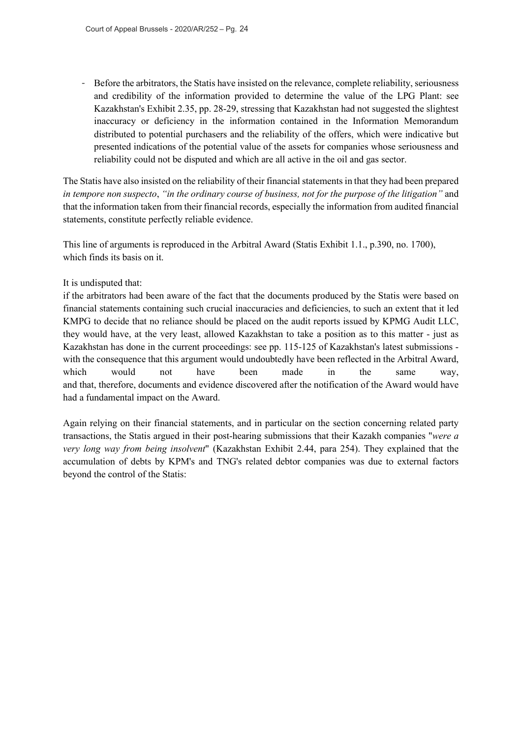- Before the arbitrators, the Statis have insisted on the relevance, complete reliability, seriousness and credibility of the information provided to determine the value of the LPG Plant: see Kazakhstan's Exhibit 2.35, pp. 28-29, stressing that Kazakhstan had not suggested the slightest inaccuracy or deficiency in the information contained in the Information Memorandum distributed to potential purchasers and the reliability of the offers, which were indicative but presented indications of the potential value of the assets for companies whose seriousness and reliability could not be disputed and which are all active in the oil and gas sector.

The Statis have also insisted on the reliability of their financial statements in that they had been prepared *in tempore non suspecto*, *"in the ordinary course of business, not for the purpose of the litigation"* and that the information taken from their financial records, especially the information from audited financial statements, constitute perfectly reliable evidence.

This line of arguments is reproduced in the Arbitral Award (Statis Exhibit 1.1., p.390, no. 1700), which finds its basis on it.

It is undisputed that:
if the arbitrators had been aware of the fact that the documents produced by the Statis were based on financial statements containing such crucial inaccuracies and deficiencies, to such an extent that it led KMPG to decide that no reliance should be placed on the audit reports issued by KPMG Audit LLC, they would have, at the very least, allowed Kazakhstan to take a position as to this matter - just as Kazakhstan has done in the current proceedings: see pp. 115-125 of Kazakhstan's latest submissions - with the consequence that this argument would undoubtedly have been reflected in the Arbitral Award, which would not have been made in the same way,
and that, therefore, documents and evidence discovered after the notification of the Award would have had a fundamental impact on the Award.

Again relying on their financial statements, and in particular on the section concerning related party transactions, the Statis argued in their post-hearing submissions that their Kazakh companies "*were a very long way from being insolvent*" (Kazakhstan Exhibit 2.44, para 254). They explained that the accumulation of debts by KPM's and TNG's related debtor companies was due to external factors beyond the control of the Statis: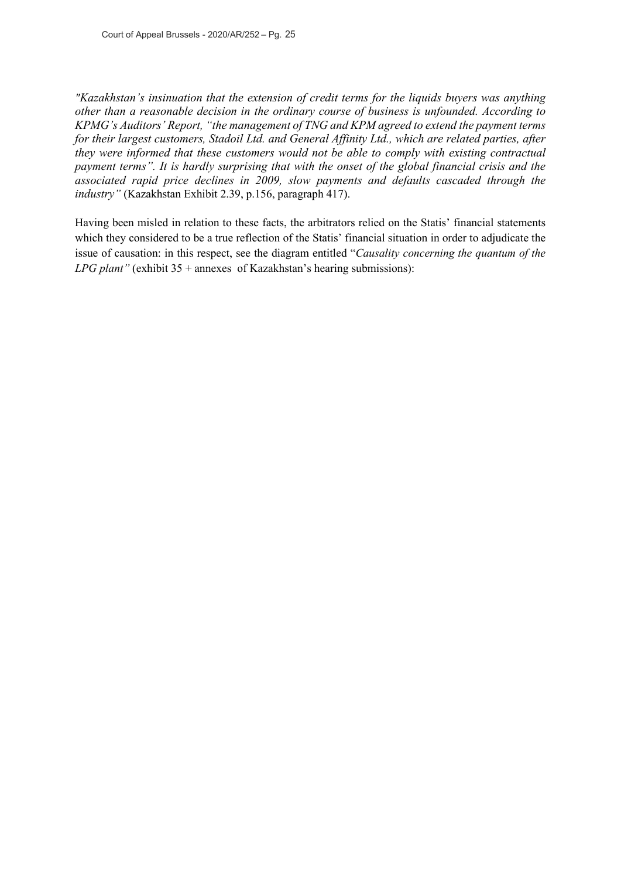*"Kazakhstan's insinuation that the extension of credit terms for the liquids buyers was anything other than a reasonable decision in the ordinary course of business is unfounded. According to KPMG's Auditors' Report, "the management of TNG and KPM agreed to extend the payment terms for their largest customers, Stadoil Ltd. and General Affinity Ltd., which are related parties, after they were informed that these customers would not be able to comply with existing contractual payment terms". It is hardly surprising that with the onset of the global financial crisis and the associated rapid price declines in 2009, slow payments and defaults cascaded through the industry"* (Kazakhstan Exhibit 2.39, p.156, paragraph 417).

Having been misled in relation to these facts, the arbitrators relied on the Statis' financial statements which they considered to be a true reflection of the Statis' financial situation in order to adjudicate the issue of causation: in this respect, see the diagram entitled "*Causality concerning the quantum of the LPG plant"* (exhibit 35 + annexes of Kazakhstan's hearing submissions):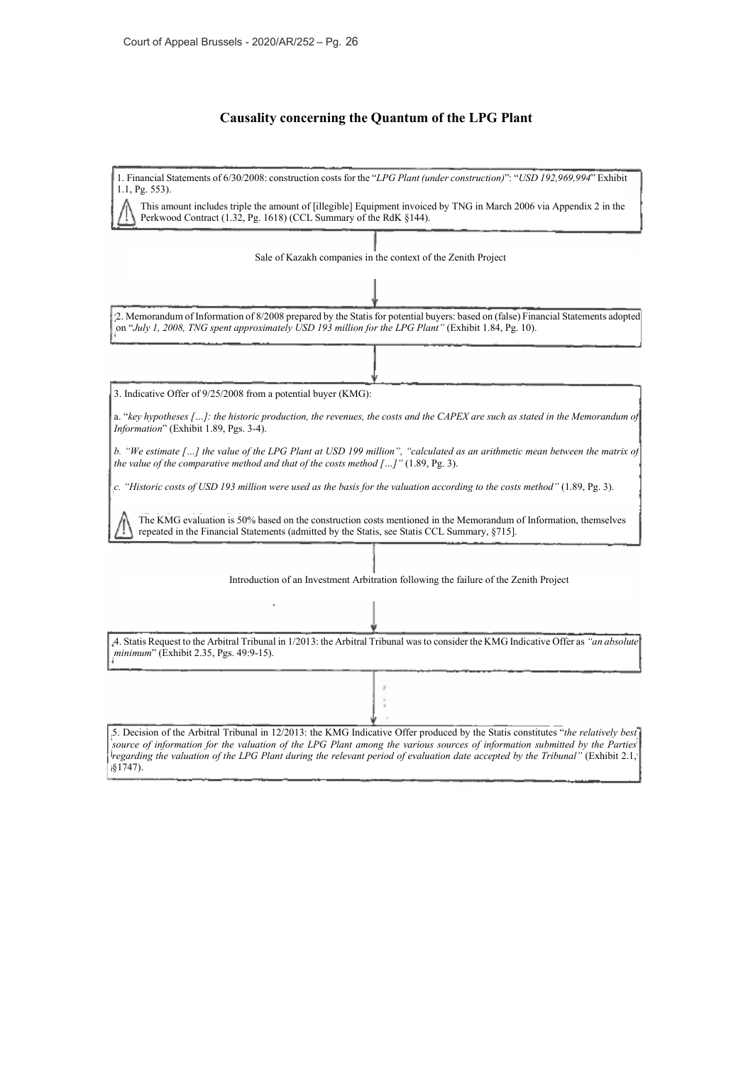## Causality concerning the Quantum of the LPG Plant

1. Financial Statements of 6/30/2008: construction costs for the "*LPG Plant (under construction)*": "*USD 192,969,994*" Exhibit 1.1, Pg. 553).

⚠ This amount includes triple the amount of [illegible] Equipment invoiced by TNG in March 2006 via Appendix 2 in the Perkwood Contract (1.32, Pg. 1618) (CCL Summary of the RdK §144).

Sale of Kazakh companies in the context of the Zenith Project

↓

2. Memorandum of Information of 8/2008 prepared by the Statis for potential buyers: based on (false) Financial Statements adopted on "*July 1, 2008, TNG spent approximately USD 193 million for the LPG Plant*" (Exhibit 1.84, Pg. 10).

↓

3. Indicative Offer of 9/25/2008 from a potential buyer (KMG):

a. "*key hypotheses […]: the historic production, the revenues, the costs and the CAPEX are such as stated in the Memorandum of Information*" (Exhibit 1.89, Pgs. 3-4).

*b. "We estimate […] the value of the LPG Plant at USD 199 million", "calculated as an arithmetic mean between the matrix of the value of the comparative method and that of the costs method […]"* (1.89, Pg. 3).

*c. "Historic costs of USD 193 million were used as the basis for the valuation according to the costs method"* (1.89, Pg. 3).

⚠ The KMG evaluation is 50% based on the construction costs mentioned in the Memorandum of Information, themselves repeated in the Financial Statements (admitted by the Statis, see Statis CCL Summary, §715].

Introduction of an Investment Arbitration following the failure of the Zenith Project

↓

4. Statis Request to the Arbitral Tribunal in 1/2013: the Arbitral Tribunal was to consider the KMG Indicative Offer as *"an absolute minimum*" (Exhibit 2.35, Pgs. 49:9-15).

↓

5. Decision of the Arbitral Tribunal in 12/2013: the KMG Indicative Offer produced by the Statis constitutes "*the relatively best source of information for the valuation of the LPG Plant among the various sources of information submitted by the Parties regarding the valuation of the LPG Plant during the relevant period of evaluation date accepted by the Tribunal"* (Exhibit 2.1, §1747).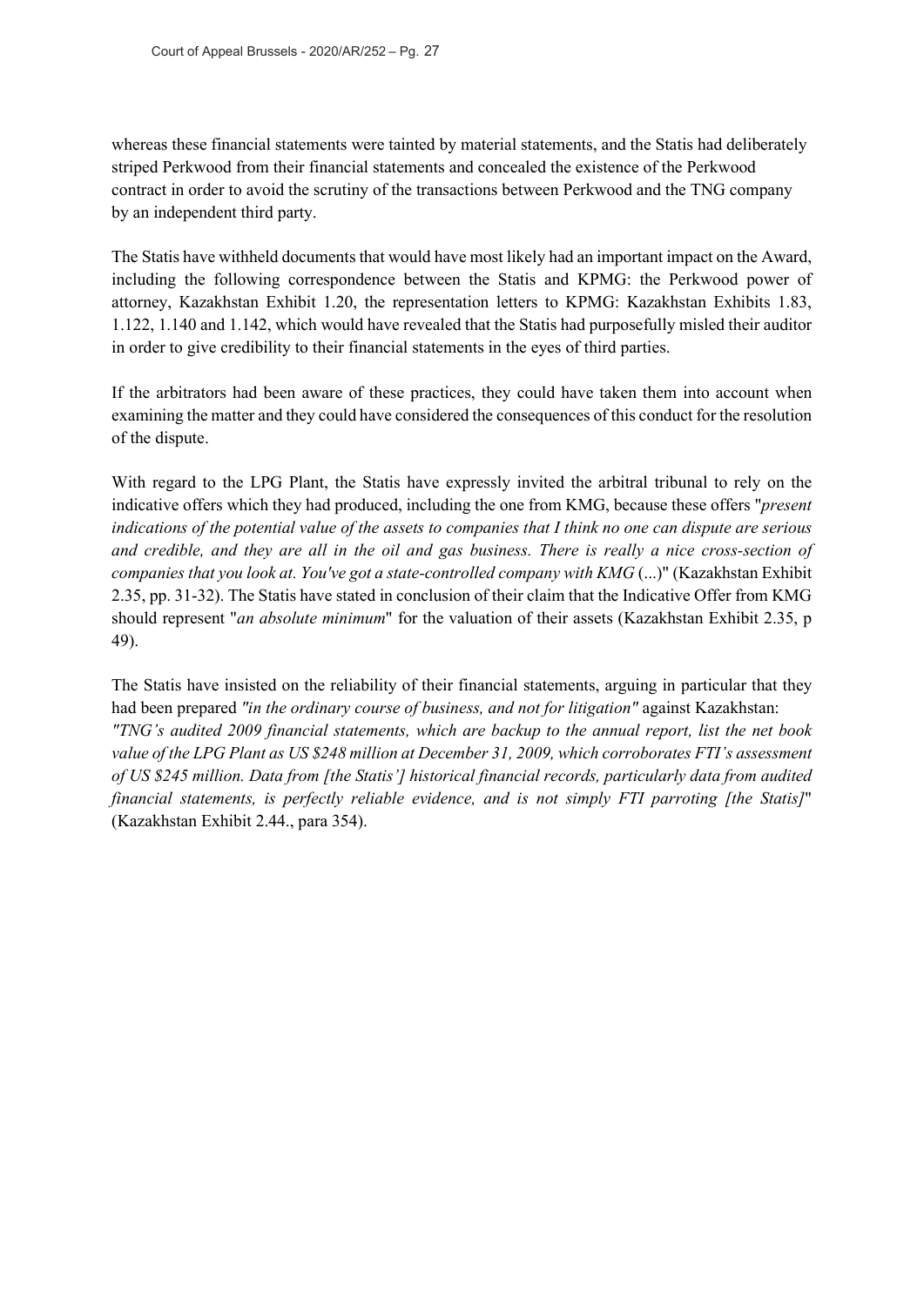whereas these financial statements were tainted by material statements, and the Statis had deliberately striped Perkwood from their financial statements and concealed the existence of the Perkwood contract in order to avoid the scrutiny of the transactions between Perkwood and the TNG company by an independent third party.

The Statis have withheld documents that would have most likely had an important impact on the Award, including the following correspondence between the Statis and KPMG: the Perkwood power of attorney, Kazakhstan Exhibit 1.20, the representation letters to KPMG: Kazakhstan Exhibits 1.83, 1.122, 1.140 and 1.142, which would have revealed that the Statis had purposefully misled their auditor in order to give credibility to their financial statements in the eyes of third parties.

If the arbitrators had been aware of these practices, they could have taken them into account when examining the matter and they could have considered the consequences of this conduct for the resolution of the dispute.

With regard to the LPG Plant, the Statis have expressly invited the arbitral tribunal to rely on the indicative offers which they had produced, including the one from KMG, because these offers "*present indications of the potential value of the assets to companies that I think no one can dispute are serious and credible, and they are all in the oil and gas business. There is really a nice cross-section of companies that you look at. You've got a state-controlled company with KMG* (...)" (Kazakhstan Exhibit 2.35, pp. 31-32). The Statis have stated in conclusion of their claim that the Indicative Offer from KMG should represent "*an absolute minimum*" for the valuation of their assets (Kazakhstan Exhibit 2.35, p 49).

The Statis have insisted on the reliability of their financial statements, arguing in particular that they had been prepared *"in the ordinary course of business, and not for litigation"* against Kazakhstan: *"TNG's audited 2009 financial statements, which are backup to the annual report, list the net book value of the LPG Plant as US $248 million at December 31, 2009, which corroborates FTI's assessment of US $245 million. Data from [the Statis'] historical financial records, particularly data from audited financial statements, is perfectly reliable evidence, and is not simply FTI parroting [the Statis]*" (Kazakhstan Exhibit 2.44., para 354).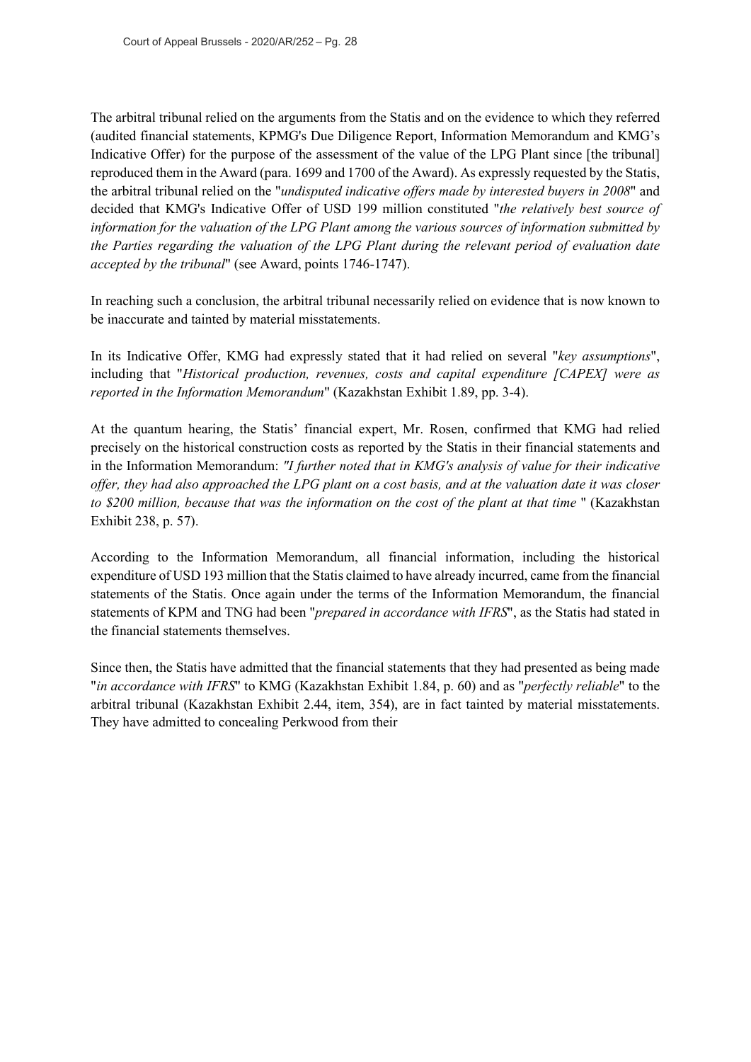The arbitral tribunal relied on the arguments from the Statis and on the evidence to which they referred (audited financial statements, KPMG's Due Diligence Report, Information Memorandum and KMG's Indicative Offer) for the purpose of the assessment of the value of the LPG Plant since [the tribunal] reproduced them in the Award (para. 1699 and 1700 of the Award). As expressly requested by the Statis, the arbitral tribunal relied on the "*undisputed indicative offers made by interested buyers in 2008*" and decided that KMG's Indicative Offer of USD 199 million constituted "*the relatively best source of information for the valuation of the LPG Plant among the various sources of information submitted by the Parties regarding the valuation of the LPG Plant during the relevant period of evaluation date accepted by the tribunal*" (see Award, points 1746-1747).

In reaching such a conclusion, the arbitral tribunal necessarily relied on evidence that is now known to be inaccurate and tainted by material misstatements.

In its Indicative Offer, KMG had expressly stated that it had relied on several "*key assumptions*", including that "*Historical production, revenues, costs and capital expenditure [CAPEX] were as reported in the Information Memorandum*" (Kazakhstan Exhibit 1.89, pp. 3-4).

At the quantum hearing, the Statis' financial expert, Mr. Rosen, confirmed that KMG had relied precisely on the historical construction costs as reported by the Statis in their financial statements and in the Information Memorandum: *"I further noted that in KMG's analysis of value for their indicative offer, they had also approached the LPG plant on a cost basis, and at the valuation date it was closer to $200 million, because that was the information on the cost of the plant at that time* " (Kazakhstan Exhibit 238, p. 57).

According to the Information Memorandum, all financial information, including the historical expenditure of USD 193 million that the Statis claimed to have already incurred, came from the financial statements of the Statis. Once again under the terms of the Information Memorandum, the financial statements of KPM and TNG had been "*prepared in accordance with IFRS*", as the Statis had stated in the financial statements themselves.

Since then, the Statis have admitted that the financial statements that they had presented as being made "*in accordance with IFRS*" to KMG (Kazakhstan Exhibit 1.84, p. 60) and as "*perfectly reliable*" to the arbitral tribunal (Kazakhstan Exhibit 2.44, item, 354), are in fact tainted by material misstatements. They have admitted to concealing Perkwood from their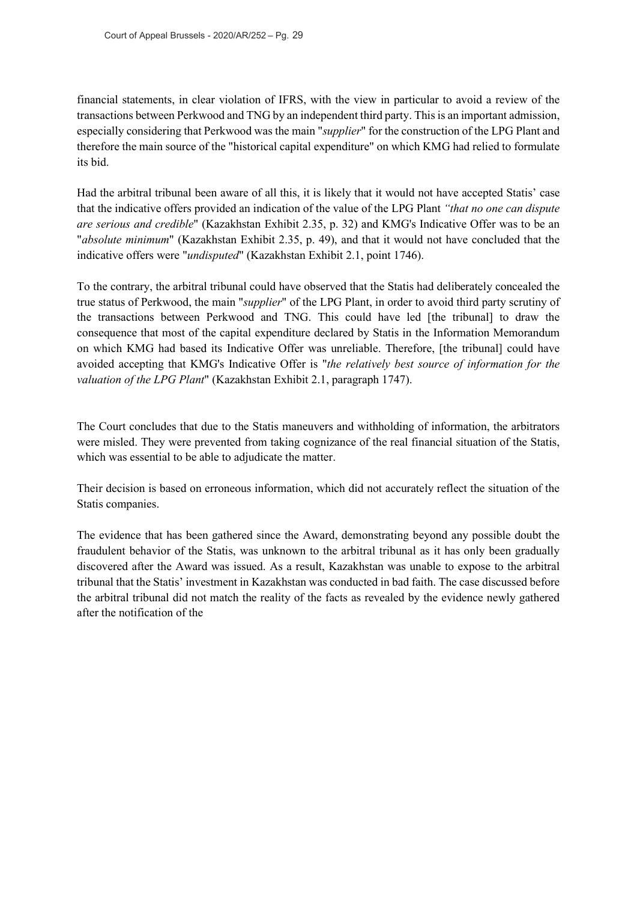financial statements, in clear violation of IFRS, with the view in particular to avoid a review of the transactions between Perkwood and TNG by an independent third party. This is an important admission, especially considering that Perkwood was the main "*supplier*" for the construction of the LPG Plant and therefore the main source of the "historical capital expenditure" on which KMG had relied to formulate its bid.

Had the arbitral tribunal been aware of all this, it is likely that it would not have accepted Statis' case that the indicative offers provided an indication of the value of the LPG Plant *"that no one can dispute are serious and credible*" (Kazakhstan Exhibit 2.35, p. 32) and KMG's Indicative Offer was to be an "*absolute minimum*" (Kazakhstan Exhibit 2.35, p. 49), and that it would not have concluded that the indicative offers were "*undisputed*" (Kazakhstan Exhibit 2.1, point 1746).

To the contrary, the arbitral tribunal could have observed that the Statis had deliberately concealed the true status of Perkwood, the main "*supplier*" of the LPG Plant, in order to avoid third party scrutiny of the transactions between Perkwood and TNG. This could have led [the tribunal] to draw the consequence that most of the capital expenditure declared by Statis in the Information Memorandum on which KMG had based its Indicative Offer was unreliable. Therefore, [the tribunal] could have avoided accepting that KMG's Indicative Offer is "*the relatively best source of information for the valuation of the LPG Plant*" (Kazakhstan Exhibit 2.1, paragraph 1747).

The Court concludes that due to the Statis maneuvers and withholding of information, the arbitrators were misled. They were prevented from taking cognizance of the real financial situation of the Statis, which was essential to be able to adjudicate the matter.

Their decision is based on erroneous information, which did not accurately reflect the situation of the Statis companies.

The evidence that has been gathered since the Award, demonstrating beyond any possible doubt the fraudulent behavior of the Statis, was unknown to the arbitral tribunal as it has only been gradually discovered after the Award was issued. As a result, Kazakhstan was unable to expose to the arbitral tribunal that the Statis' investment in Kazakhstan was conducted in bad faith. The case discussed before the arbitral tribunal did not match the reality of the facts as revealed by the evidence newly gathered after the notification of the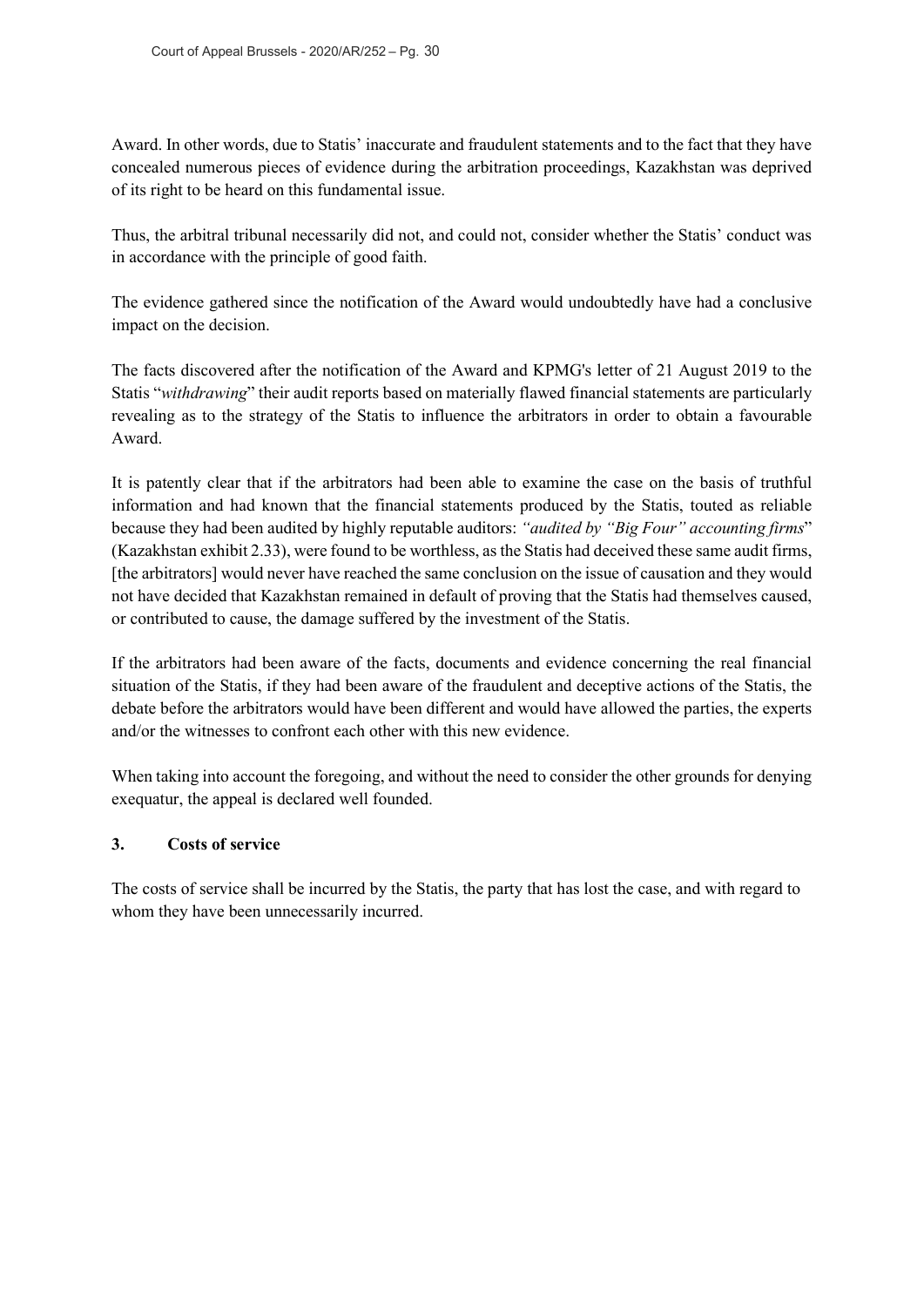Award. In other words, due to Statis' inaccurate and fraudulent statements and to the fact that they have concealed numerous pieces of evidence during the arbitration proceedings, Kazakhstan was deprived of its right to be heard on this fundamental issue.

Thus, the arbitral tribunal necessarily did not, and could not, consider whether the Statis' conduct was in accordance with the principle of good faith.

The evidence gathered since the notification of the Award would undoubtedly have had a conclusive impact on the decision.

The facts discovered after the notification of the Award and KPMG's letter of 21 August 2019 to the Statis "*withdrawing*" their audit reports based on materially flawed financial statements are particularly revealing as to the strategy of the Statis to influence the arbitrators in order to obtain a favourable Award.

It is patently clear that if the arbitrators had been able to examine the case on the basis of truthful information and had known that the financial statements produced by the Statis, touted as reliable because they had been audited by highly reputable auditors: *"audited by "Big Four" accounting firms*" (Kazakhstan exhibit 2.33), were found to be worthless, as the Statis had deceived these same audit firms, [the arbitrators] would never have reached the same conclusion on the issue of causation and they would not have decided that Kazakhstan remained in default of proving that the Statis had themselves caused, or contributed to cause, the damage suffered by the investment of the Statis.

If the arbitrators had been aware of the facts, documents and evidence concerning the real financial situation of the Statis, if they had been aware of the fraudulent and deceptive actions of the Statis, the debate before the arbitrators would have been different and would have allowed the parties, the experts and/or the witnesses to confront each other with this new evidence.

When taking into account the foregoing, and without the need to consider the other grounds for denying exequatur, the appeal is declared well founded.

### 3. Costs of service

The costs of service shall be incurred by the Statis, the party that has lost the case, and with regard to whom they have been unnecessarily incurred.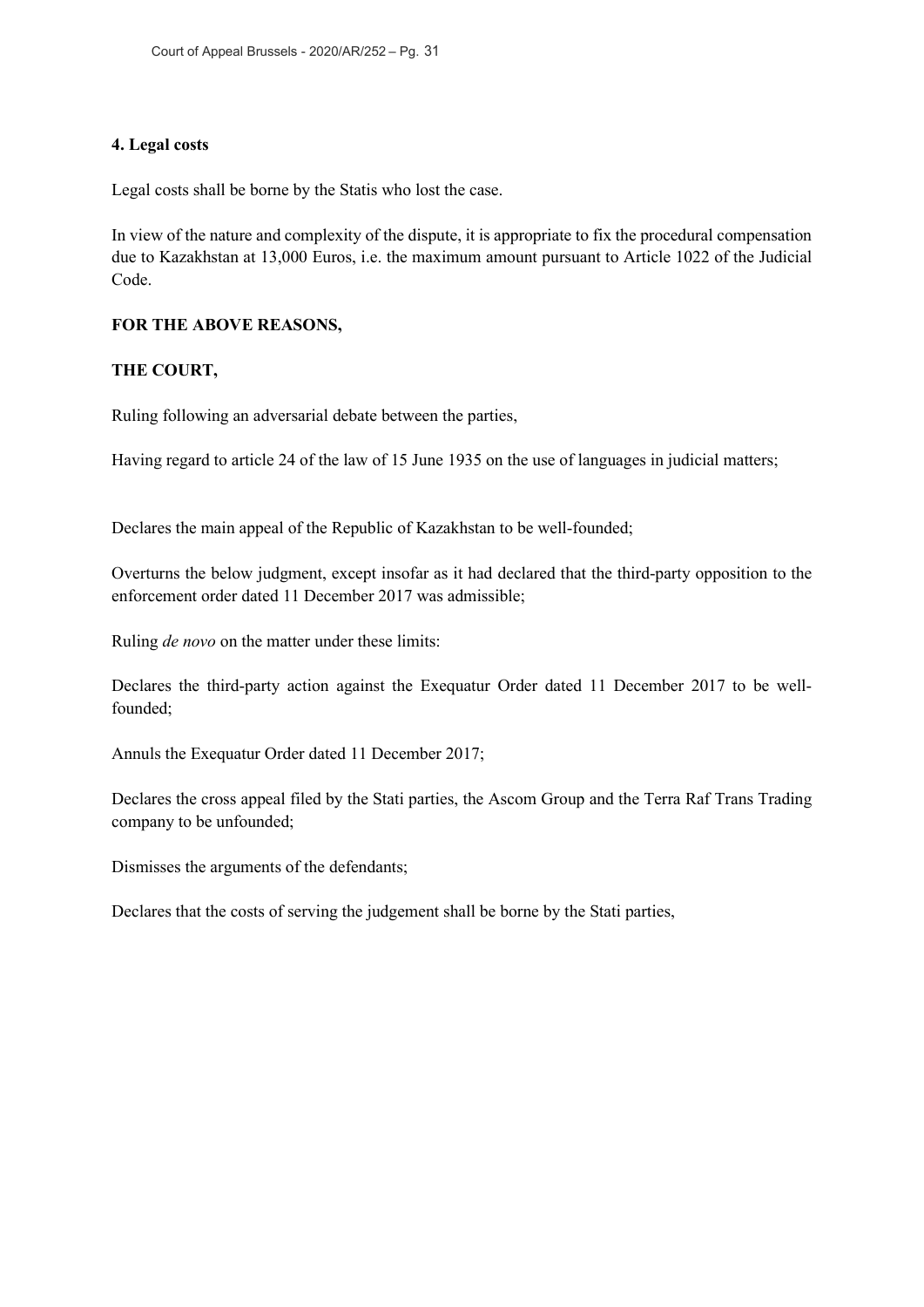### 4. Legal costs

Legal costs shall be borne by the Statis who lost the case.

In view of the nature and complexity of the dispute, it is appropriate to fix the procedural compensation due to Kazakhstan at 13,000 Euros, i.e. the maximum amount pursuant to Article 1022 of the Judicial Code.

**FOR THE ABOVE REASONS,**

**THE COURT,**

Ruling following an adversarial debate between the parties,

Having regard to article 24 of the law of 15 June 1935 on the use of languages in judicial matters;

Declares the main appeal of the Republic of Kazakhstan to be well-founded;

Overturns the below judgment, except insofar as it had declared that the third-party opposition to the enforcement order dated 11 December 2017 was admissible;

Ruling *de novo* on the matter under these limits:

Declares the third-party action against the Exequatur Order dated 11 December 2017 to be well-founded;

Annuls the Exequatur Order dated 11 December 2017;

Declares the cross appeal filed by the Stati parties, the Ascom Group and the Terra Raf Trans Trading company to be unfounded;

Dismisses the arguments of the defendants;

Declares that the costs of serving the judgement shall be borne by the Stati parties,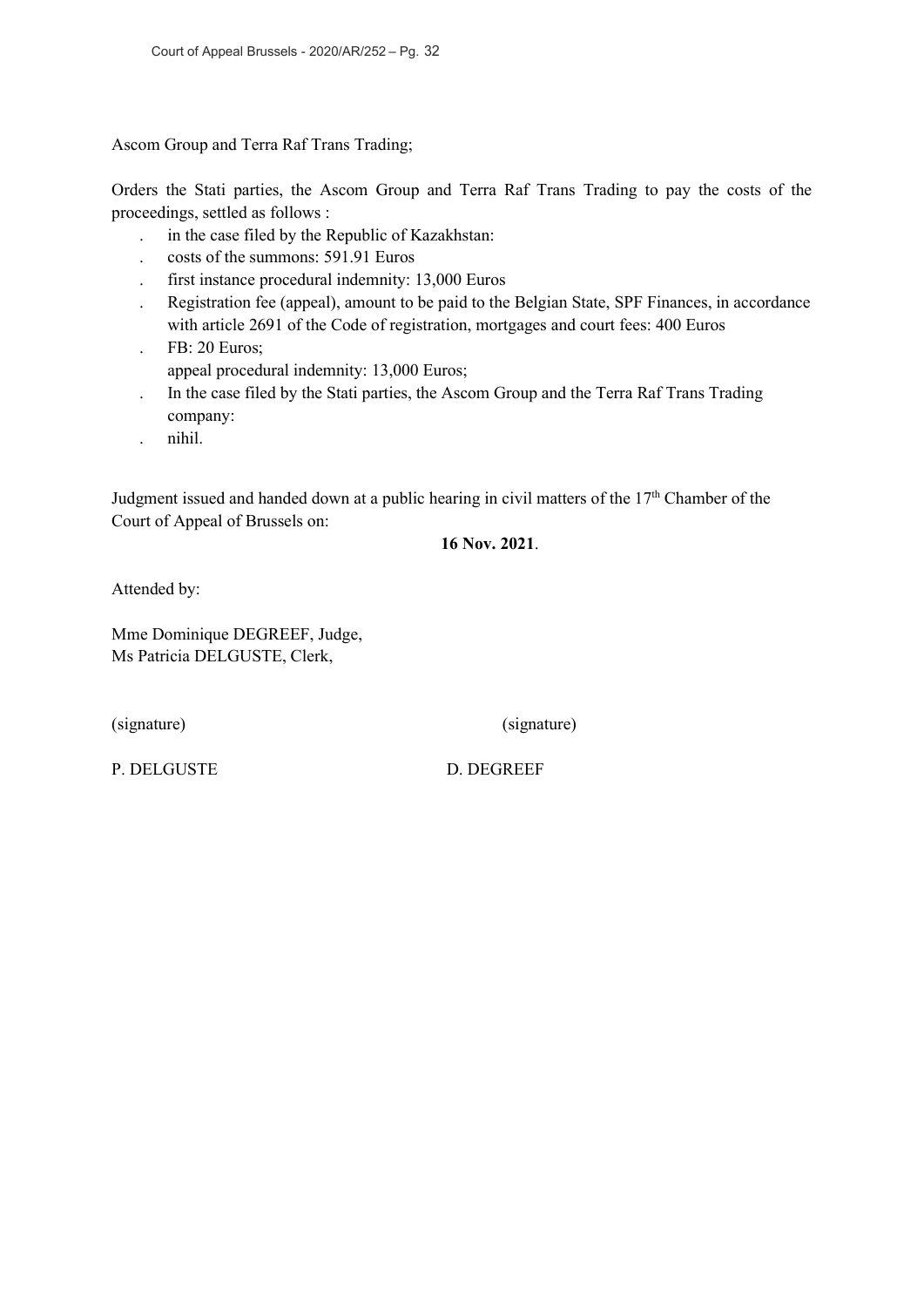Ascom Group and Terra Raf Trans Trading;

Orders the Stati parties, the Ascom Group and Terra Raf Trans Trading to pay the costs of the proceedings, settled as follows :

. in the case filed by the Republic of Kazakhstan:

. costs of the summons: 591.91 Euros

. first instance procedural indemnity: 13,000 Euros

. Registration fee (appeal), amount to be paid to the Belgian State, SPF Finances, in accordance with article 2691 of the Code of registration, mortgages and court fees: 400 Euros

. FB: 20 Euros;
appeal procedural indemnity: 13,000 Euros;

. In the case filed by the Stati parties, the Ascom Group and the Terra Raf Trans Trading company:

. nihil.

Judgment issued and handed down at a public hearing in civil matters of the 17th Chamber of the Court of Appeal of Brussels on:

**16 Nov. 2021**.

Attended by:

Mme Dominique DEGREEF, Judge,
Ms Patricia DELGUSTE, Clerk,

(signature) (signature)

P. DELGUSTE D. DEGREEF